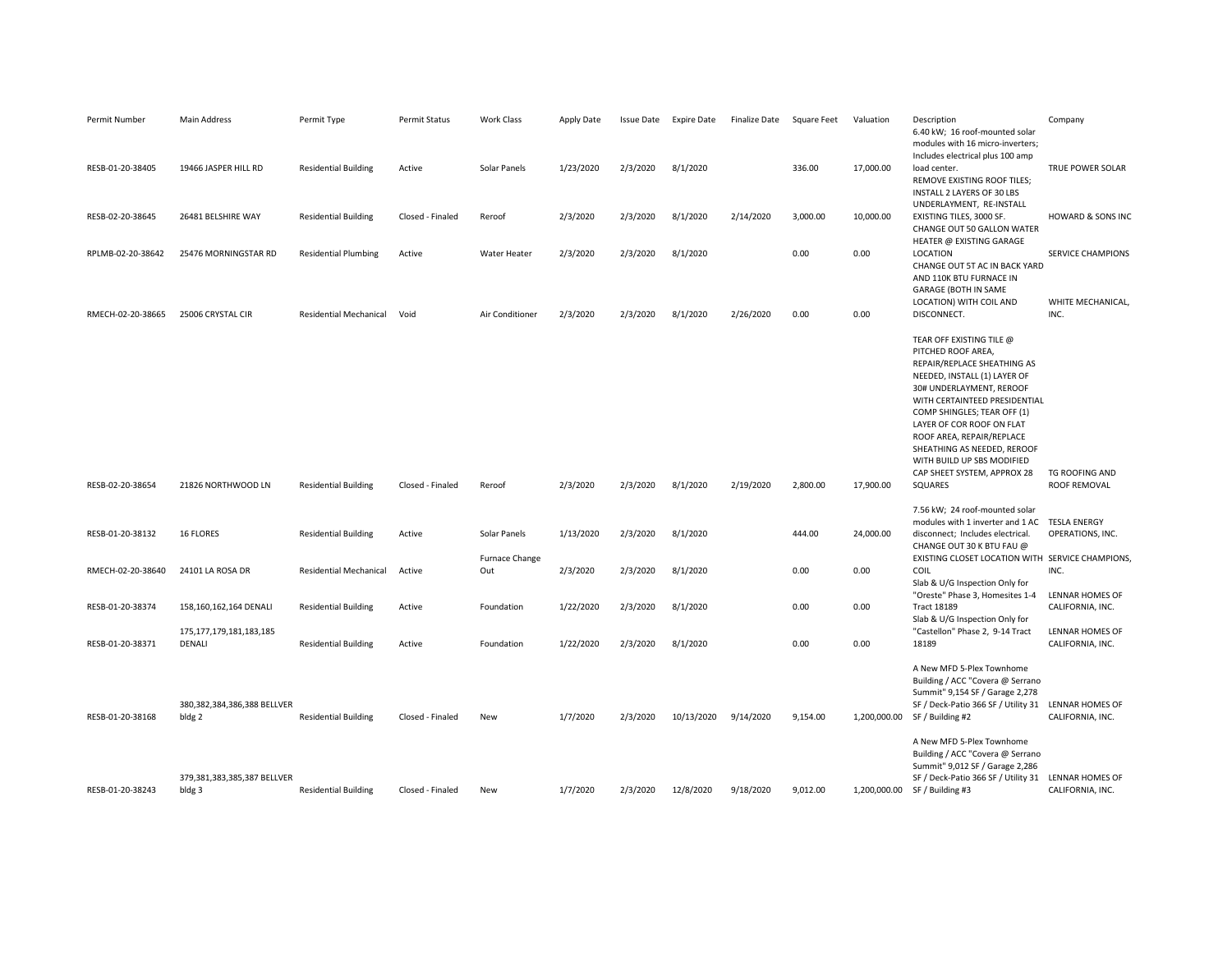| Permit Number | Main Address | Permit Type | Permit Status | Work Class | Apply Date | Issue Date | Expire Date | Finalize Date | Square Feet | Valuation | Description | Company |
|---|---|---|---|---|---|---|---|---|---|---|---|---|
| RESB-01-20-38405 | 19466 JASPER HILL RD | Residential Building | Active | Solar Panels | 1/23/2020 | 2/3/2020 | 8/1/2020 | | 336.00 | 17,000.00 | 6.40 kW; 16 roof-mounted solar modules with 16 micro-inverters; Includes electrical plus 100 amp load center. | TRUE POWER SOLAR |
| RESB-02-20-38645 | 26481 BELSHIRE WAY | Residential Building | Closed - Finaled | Reroof | 2/3/2020 | 2/3/2020 | 8/1/2020 | 2/14/2020 | 3,000.00 | 10,000.00 | REMOVE EXISTING ROOF TILES; INSTALL 2 LAYERS OF 30 LBS UNDERLAYMENT, RE-INSTALL EXISTING TILES, 3000 SF. | HOWARD & SONS INC |
| RPLMB-02-20-38642 | 25476 MORNINGSTAR RD | Residential Plumbing | Active | Water Heater | 2/3/2020 | 2/3/2020 | 8/1/2020 | | 0.00 | 0.00 | CHANGE OUT 50 GALLON WATER HEATER @ EXISTING GARAGE LOCATION | SERVICE CHAMPIONS |
| RMECH-02-20-38665 | 25006 CRYSTAL CIR | Residential Mechanical | Void | Air Conditioner | 2/3/2020 | 2/3/2020 | 8/1/2020 | 2/26/2020 | 0.00 | 0.00 | CHANGE OUT 5T AC IN BACK YARD AND 110K BTU FURNACE IN GARAGE (BOTH IN SAME LOCATION) WITH COIL AND DISCONNECT. | WHITE MECHANICAL, INC. |
| RESB-02-20-38654 | 21826 NORTHWOOD LN | Residential Building | Closed - Finaled | Reroof | 2/3/2020 | 2/3/2020 | 8/1/2020 | 2/19/2020 | 2,800.00 | 17,900.00 | TEAR OFF EXISTING TILE @ PITCHED ROOF AREA, REPAIR/REPLACE SHEATHING AS NEEDED, INSTALL (1) LAYER OF 30# UNDERLAYMENT, REROOF WITH CERTAINTEED PRESIDENTIAL COMP SHINGLES; TEAR OFF (1) LAYER OF COR ROOF ON FLAT ROOF AREA, REPAIR/REPLACE SHEATHING AS NEEDED, REROOF WITH BUILD UP SBS MODIFIED CAP SHEET SYSTEM, APPROX 28 SQUARES | TG ROOFING AND ROOF REMOVAL |
| RESB-01-20-38132 | 16 FLORES | Residential Building | Active | Solar Panels | 1/13/2020 | 2/3/2020 | 8/1/2020 | | 444.00 | 24,000.00 | 7.56 kW; 24 roof-mounted solar modules with 1 inverter and 1 AC disconnect; Includes electrical. | TESLA ENERGY OPERATIONS, INC. |
| RMECH-02-20-38640 | 24101 LA ROSA DR | Residential Mechanical | Active | Furnace Change Out | 2/3/2020 | 2/3/2020 | 8/1/2020 | | 0.00 | 0.00 | CHANGE OUT 30 K BTU FAU @ EXISTING CLOSET LOCATION WITH COIL | SERVICE CHAMPIONS, INC. |
| RESB-01-20-38374 | 158,160,162,164 DENALI | Residential Building | Active | Foundation | 1/22/2020 | 2/3/2020 | 8/1/2020 | | 0.00 | 0.00 | Slab & U/G Inspection Only for "Oreste" Phase 3, Homesites 1-4 Tract 18189 | LENNAR HOMES OF CALIFORNIA, INC. |
| RESB-01-20-38371 | 175,177,179,181,183,185 DENALI | Residential Building | Active | Foundation | 1/22/2020 | 2/3/2020 | 8/1/2020 | | 0.00 | 0.00 | Slab & U/G Inspection Only for "Castellon" Phase 2, 9-14 Tract 18189 | LENNAR HOMES OF CALIFORNIA, INC. |
| RESB-01-20-38168 | 380,382,384,386,388 BELLVER bldg 2 | Residential Building | Closed - Finaled | New | 1/7/2020 | 2/3/2020 | 10/13/2020 | 9/14/2020 | 9,154.00 | 1,200,000.00 | A New MFD 5-Plex Townhome Building / ACC "Covera @ Serrano Summit" 9,154 SF / Garage 2,278 SF / Deck-Patio 366 SF / Utility 31 SF / Building #2 | LENNAR HOMES OF CALIFORNIA, INC. |
| RESB-01-20-38243 | 379,381,383,385,387 BELLVER bldg 3 | Residential Building | Closed - Finaled | New | 1/7/2020 | 2/3/2020 | 12/8/2020 | 9/18/2020 | 9,012.00 | 1,200,000.00 | A New MFD 5-Plex Townhome Building / ACC "Covera @ Serrano Summit" 9,012 SF / Garage 2,286 SF / Deck-Patio 366 SF / Utility 31 SF / Building #3 | LENNAR HOMES OF CALIFORNIA, INC. |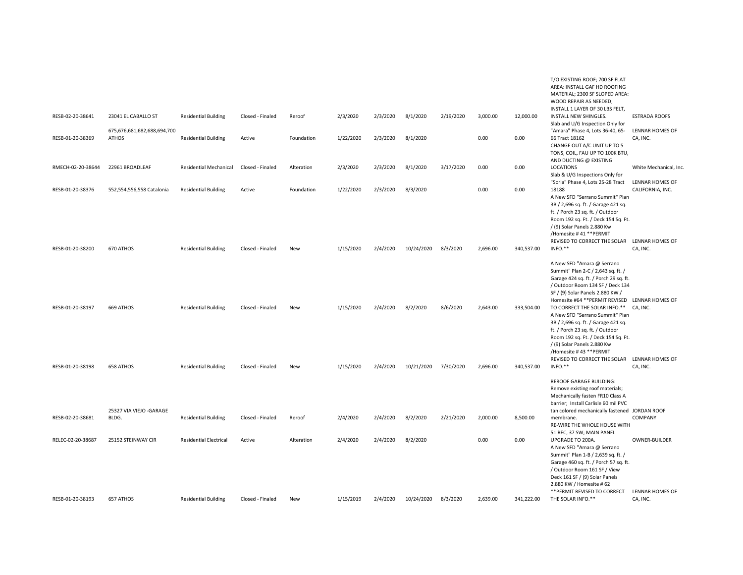| | | | | | | | | | | | | |
|---|---|---|---|---|---|---|---|---|---|---|---|---|
| RESB-02-20-38641 | 23041 EL CABALLO ST | Residential Building | Closed - Finaled | Reroof | 2/3/2020 | 2/3/2020 | 8/1/2020 | 2/19/2020 | 3,000.00 | 12,000.00 | T/O EXISTING ROOF; 700 SF FLAT AREA: INSTALL GAF HD ROOFING MATERIAL; 2300 SF SLOPED AREA: WOOD REPAIR AS NEEDED, INSTALL 1 LAYER OF 30 LBS FELT, INSTALL NEW SHINGLES. | ESTRADA ROOFS |
| RESB-01-20-38369 | 675,676,681,682,688,694,700 ATHOS | Residential Building | Active | Foundation | 1/22/2020 | 2/3/2020 | 8/1/2020 | | 0.00 | 0.00 | Slab and U/G Inspection Only for "Amara" Phase 4, Lots 36-40, 65-66 Tract 18162 | LENNAR HOMES OF CA, INC. |
| RMECH-02-20-38644 | 22961 BROADLEAF | Residential Mechanical | Closed - Finaled | Alteration | 2/3/2020 | 2/3/2020 | 8/1/2020 | 3/17/2020 | 0.00 | 0.00 | CHANGE OUT A/C UNIT UP TO 5 TONS, COIL, FAU UP TO 100K BTU, AND DUCTING @ EXISTING LOCATIONS | White Mechanical, Inc. |
| RESB-01-20-38376 | 552,554,556,558 Catalonia | Residential Building | Active | Foundation | 1/22/2020 | 2/3/2020 | 8/3/2020 | | 0.00 | 0.00 | Slab & U/G Inspections Only for "Soria" Phase 4, Lots 25-28 Tract 18188 | LENNAR HOMES OF CALIFORNIA, INC. |
| RESB-01-20-38200 | 670 ATHOS | Residential Building | Closed - Finaled | New | 1/15/2020 | 2/4/2020 | 10/24/2020 | 8/3/2020 | 2,696.00 | 340,537.00 | A New SFD "Serrano Summit" Plan 3B / 2,696 sq. ft. / Garage 421 sq. ft. / Porch 23 sq. ft. / Outdoor Room 192 sq. Ft. / Deck 154 Sq. Ft. / (9) Solar Panels 2.880 Kw /Homesite # 41 **PERMIT REVISED TO CORRECT THE SOLAR INFO.** | LENNAR HOMES OF CA, INC. |
| RESB-01-20-38197 | 669 ATHOS | Residential Building | Closed - Finaled | New | 1/15/2020 | 2/4/2020 | 8/2/2020 | 8/6/2020 | 2,643.00 | 333,504.00 | A New SFD "Amara @ Serrano Summit" Plan 2-C / 2,643 sq. ft. / Garage 424 sq. ft. / Porch 29 sq. ft. / Outdoor Room 134 SF / Deck 134 SF / (9) Solar Panels 2.880 KW / Homesite #64 **PERMIT REVISED TO CORRECT THE SOLAR INFO.** | LENNAR HOMES OF CA, INC. |
| RESB-01-20-38198 | 658 ATHOS | Residential Building | Closed - Finaled | New | 1/15/2020 | 2/4/2020 | 10/21/2020 | 7/30/2020 | 2,696.00 | 340,537.00 | A New SFD "Serrano Summit" Plan 3B / 2,696 sq. ft. / Garage 421 sq. ft. / Porch 23 sq. ft. / Outdoor Room 192 sq. Ft. / Deck 154 Sq. Ft. / (9) Solar Panels 2.880 Kw /Homesite # 43 **PERMIT REVISED TO CORRECT THE SOLAR INFO.** | LENNAR HOMES OF CA, INC. |
| RESB-02-20-38681 | 25327 VIA VIEJO -GARAGE BLDG. | Residential Building | Closed - Finaled | Reroof | 2/4/2020 | 2/4/2020 | 8/2/2020 | 2/21/2020 | 2,000.00 | 8,500.00 | REROOF GARAGE BUILDING: Remove existing roof materials; Mechanically fasten FR10 Class A barrier; Install Carlisle 60 mil PVC tan colored mechanically fastened membrane. | JORDAN ROOF COMPANY |
| RELEC-02-20-38687 | 25152 STEINWAY CIR | Residential Electrical | Active | Alteration | 2/4/2020 | 2/4/2020 | 8/2/2020 | | 0.00 | 0.00 | RE-WIRE THE WHOLE HOUSE WITH 51 REC, 37 SW; MAIN PANEL UPGRADE TO 200A. | OWNER-BUILDER |
| RESB-01-20-38193 | 657 ATHOS | Residential Building | Closed - Finaled | New | 1/15/2019 | 2/4/2020 | 10/24/2020 | 8/3/2020 | 2,639.00 | 341,222.00 | A New SFD "Amara @ Serrano Summit" Plan 1-B / 2,639 sq. ft. / Garage 460 sq. ft. / Porch 57 sq. ft. / Outdoor Room 161 SF / View Deck 161 SF / (9) Solar Panels 2.880 KW / Homesite # 62 **PERMIT REVISED TO CORRECT THE SOLAR INFO.** | LENNAR HOMES OF CA, INC. |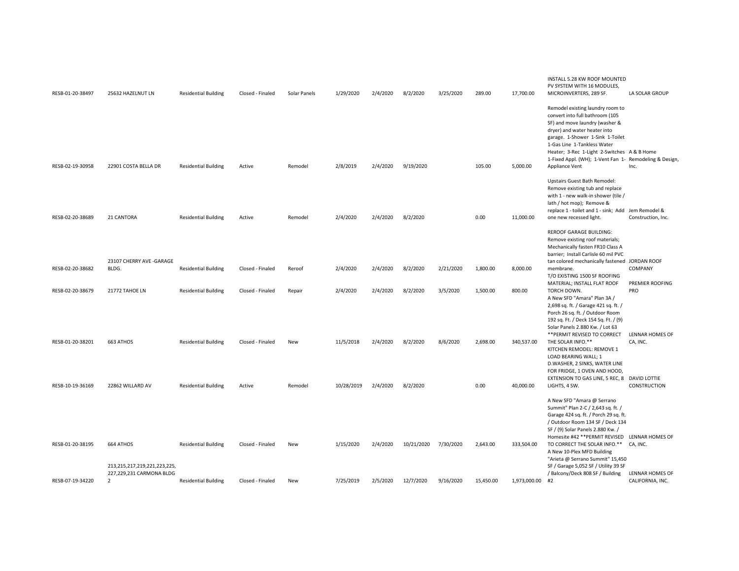| | | | | | | | | | | | | |
|---|---|---|---|---|---|---|---|---|---|---|---|---|
| RESB-01-20-38497 | 25632 HAZELNUT LN | Residential Building | Closed - Finaled | Solar Panels | 1/29/2020 | 2/4/2020 | 8/2/2020 | 3/25/2020 | 289.00 | 17,700.00 | INSTALL 5.28 KW ROOF MOUNTED PV SYSTEM WITH 16 MODULES, MICROINVERTERS, 289 SF. | LA SOLAR GROUP |
| RESB-02-19-30958 | 22901 COSTA BELLA DR | Residential Building | Active | Remodel | 2/8/2019 | 2/4/2020 | 9/19/2020 | | 105.00 | 5,000.00 | Remodel existing laundry room to convert into full bathroom (105 SF) and move laundry (washer & dryer) and water heater into garage. 1-Shower 1-Sink 1-Toilet 1-Gas Line 1-Tankless Water Heater; 3-Rec 1-Light 2-Switches 1-Fixed Appl. (WH); 1-Vent Fan 1-Appliance Vent | A & B Home Remodeling & Design, Inc. |
| RESB-02-20-38689 | 21 CANTORA | Residential Building | Active | Remodel | 2/4/2020 | 2/4/2020 | 8/2/2020 | | 0.00 | 11,000.00 | Upstairs Guest Bath Remodel: Remove existing tub and replace with 1 - new walk-in shower (tile / lath / hot mop); Remove & replace 1 - toilet and 1 - sink; Add one new recessed light. | Jem Remodel & Construction, Inc. |
| RESB-02-20-38682 | 23107 CHERRY AVE -GARAGE BLDG. | Residential Building | Closed - Finaled | Reroof | 2/4/2020 | 2/4/2020 | 8/2/2020 | 2/21/2020 | 1,800.00 | 8,000.00 | REROOF GARAGE BUILDING: Remove existing roof materials; Mechanically fasten FR10 Class A barrier; Install Carlisle 60 mil PVC tan colored mechanically fastened membrane. | JORDAN ROOF COMPANY |
| RESB-02-20-38679 | 21772 TAHOE LN | Residential Building | Closed - Finaled | Repair | 2/4/2020 | 2/4/2020 | 8/2/2020 | 3/5/2020 | 1,500.00 | 800.00 | T/O EXISTING 1500 SF ROOFING MATERIAL; INSTALL FLAT ROOF TORCH DOWN. | PREMIER ROOFING PRO |
| RESB-01-20-38201 | 663 ATHOS | Residential Building | Closed - Finaled | New | 11/5/2018 | 2/4/2020 | 8/2/2020 | 8/6/2020 | 2,698.00 | 340,537.00 | A New SFD "Amara" Plan 3A / 2,698 sq. ft. / Garage 421 sq. ft. / Porch 26 sq. ft. / Outdoor Room 192 sq. Ft. / Deck 154 Sq. Ft. / (9) Solar Panels 2.880 Kw. / Lot 63 **PERMIT REVISED TO CORRECT THE SOLAR INFO.** | LENNAR HOMES OF CA, INC. |
| RESB-10-19-36169 | 22862 WILLARD AV | Residential Building | Active | Remodel | 10/28/2019 | 2/4/2020 | 8/2/2020 | | 0.00 | 40,000.00 | KITCHEN REMODEL: REMOVE 1 LOAD BEARING WALL; 1 D.WASHER, 2 SINKS, WATER LINE FOR FRIDGE, 1 OVEN AND HOOD, EXTENSION TO GAS LINE, 5 REC, 8 LIGHTS, 4 SW. | DAVID LOTTIE CONSTRUCTION |
| RESB-01-20-38195 | 664 ATHOS | Residential Building | Closed - Finaled | New | 1/15/2020 | 2/4/2020 | 10/21/2020 | 7/30/2020 | 2,643.00 | 333,504.00 | A New SFD "Amara @ Serrano Summit" Plan 2-C / 2,643 sq. ft. / Garage 424 sq. ft. / Porch 29 sq. ft. / Outdoor Room 134 SF / Deck 134 SF / (9) Solar Panels 2.880 Kw. / Homesite #42 **PERMIT REVISED TO CORRECT THE SOLAR INFO.** | LENNAR HOMES OF CA, INC. |
| RESB-07-19-34220 | 213,215,217,219,221,223,225, 227,229,231 CARMONA BLDG 2 | Residential Building | Closed - Finaled | New | 7/25/2019 | 2/5/2020 | 12/7/2020 | 9/16/2020 | 15,450.00 | 1,973,000.00 | A New 10-Plex MFD Building "Arieta @ Serrano Summit" 15,450 SF / Garage 5,052 SF / Utility 39 SF / Balcony/Deck 808 SF / Building #2 | LENNAR HOMES OF CALIFORNIA, INC. |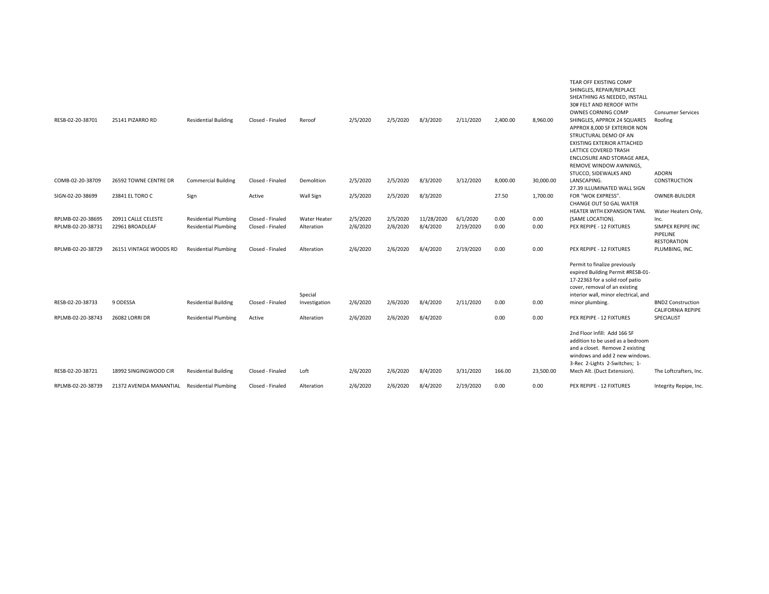| | | | | | | | | | | | | |
|---|---|---|---|---|---|---|---|---|---|---|---|---|
| RESB-02-20-38701 | 25141 PIZARRO RD | Residential Building | Closed - Finaled | Reroof | 2/5/2020 | 2/5/2020 | 8/3/2020 | 2/11/2020 | 2,400.00 | 8,960.00 | TEAR OFF EXISTING COMP SHINGLES, REPAIR/REPLACE SHEATHING AS NEEDED, INSTALL 30# FELT AND REROOF WITH OWNES CORNING COMP SHINGLES, APPROX 24 SQUARES | Consumer Services Roofing |
| COMB-02-20-38709 | 26592 TOWNE CENTRE DR | Commercial Building | Closed - Finaled | Demolition | 2/5/2020 | 2/5/2020 | 8/3/2020 | 3/12/2020 | 8,000.00 | 30,000.00 | APPROX 8,000 SF EXTERIOR NON STRUCTURAL DEMO OF AN EXISTING EXTERIOR ATTACHED LATTICE COVERED TRASH ENCLOSURE AND STORAGE AREA, REMOVE WINDOW AWNINGS, STUCCO, SIDEWALKS AND LANSCAPING. | ADORN CONSTRUCTION |
| SIGN-02-20-38699 | 23841 EL TORO C | Sign | Active | Wall Sign | 2/5/2020 | 2/5/2020 | 8/3/2020 | | 27.50 | 1,700.00 | 27.39 ILLUMINATED WALL SIGN FOR "WOK EXPRESS". | OWNER-BUILDER |
| RPLMB-02-20-38695 | 20911 CALLE CELESTE | Residential Plumbing | Closed - Finaled | Water Heater | 2/5/2020 | 2/5/2020 | 11/28/2020 | 6/1/2020 | 0.00 | 0.00 | CHANGE OUT 50 GAL WATER HEATER WITH EXPANSION TANL (SAME LOCATION). | Water Heaters Only, Inc. |
| RPLMB-02-20-38731 | 22961 BROADLEAF | Residential Plumbing | Closed - Finaled | Alteration | 2/6/2020 | 2/6/2020 | 8/4/2020 | 2/19/2020 | 0.00 | 0.00 | PEX REPIPE - 12 FIXTURES | SIMPEX REPIPE INC |
| RPLMB-02-20-38729 | 26151 VINTAGE WOODS RD | Residential Plumbing | Closed - Finaled | Alteration | 2/6/2020 | 2/6/2020 | 8/4/2020 | 2/19/2020 | 0.00 | 0.00 | PEX REPIPE - 12 FIXTURES | PIPELINE RESTORATION PLUMBING, INC. |
| RESB-02-20-38733 | 9 ODESSA | Residential Building | Closed - Finaled | Special Investigation | 2/6/2020 | 2/6/2020 | 8/4/2020 | 2/11/2020 | 0.00 | 0.00 | Permit to finalize previously expired Building Permit #RESB-01-17-22363 for a solid roof patio cover, removal of an existing interior wall, minor electrical, and minor plumbing. | BND2 Construction |
| RPLMB-02-20-38743 | 26082 LORRI DR | Residential Plumbing | Active | Alteration | 2/6/2020 | 2/6/2020 | 8/4/2020 | | 0.00 | 0.00 | PEX REPIPE - 12 FIXTURES | CALIFORNIA REPIPE SPECIALIST |
| RESB-02-20-38721 | 18992 SINGINGWOOD CIR | Residential Building | Closed - Finaled | Loft | 2/6/2020 | 2/6/2020 | 8/4/2020 | 3/31/2020 | 166.00 | 23,500.00 | 2nd Floor Infill: Add 166 SF addition to be used as a bedroom and a closet. Remove 2 existing windows and add 2 new windows. 3-Rec 2-Lights 2-Switches; 1-Mech Alt. (Duct Extension). | The Loftcrafters, Inc. |
| RPLMB-02-20-38739 | 21372 AVENIDA MANANTIAL | Residential Plumbing | Closed - Finaled | Alteration | 2/6/2020 | 2/6/2020 | 8/4/2020 | 2/19/2020 | 0.00 | 0.00 | PEX REPIPE - 12 FIXTURES | Integrity Repipe, Inc. |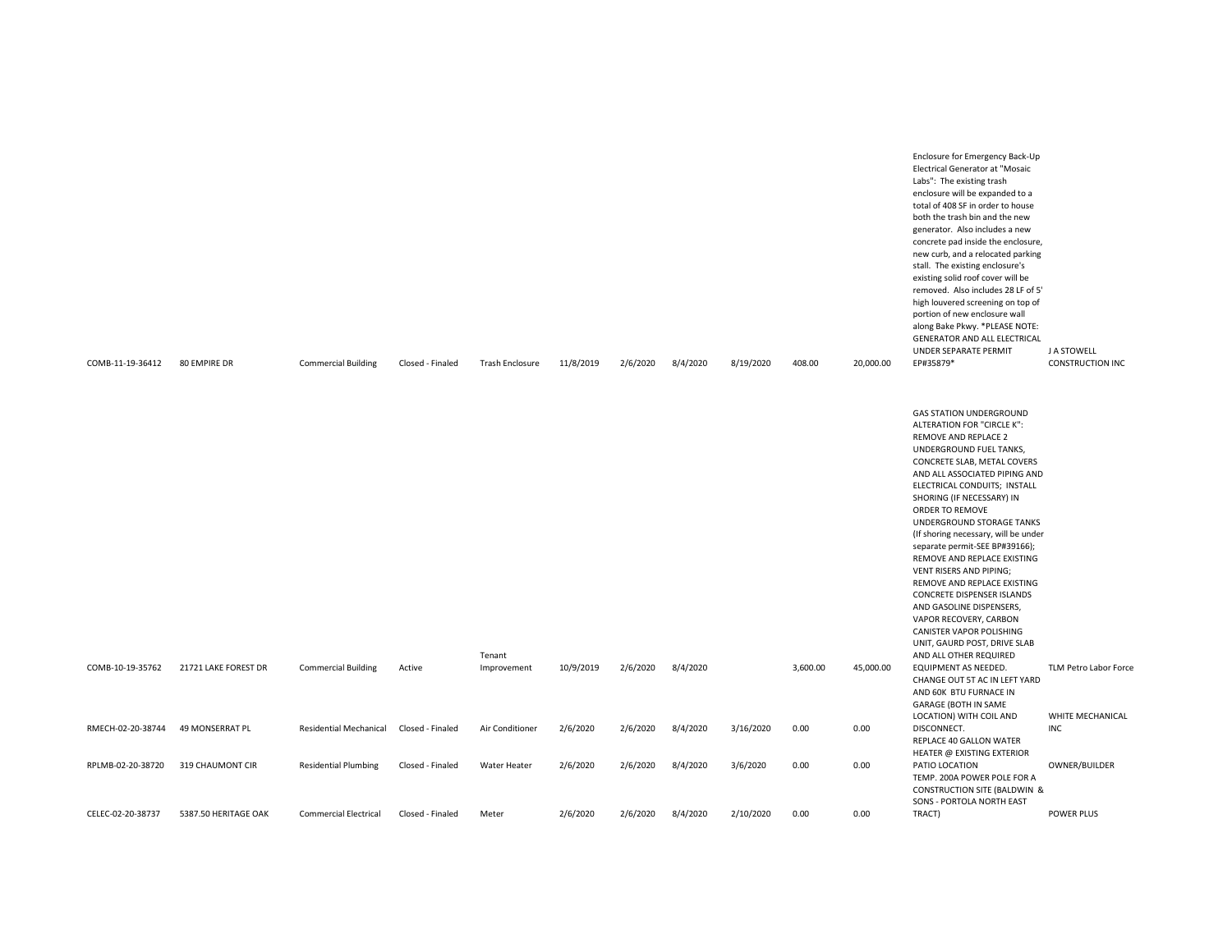| | | | | | | | | | | | | |
|---|---|---|---|---|---|---|---|---|---|---|---|---|
| COMB-11-19-36412 | 80 EMPIRE DR | Commercial Building | Closed - Finaled | Trash Enclosure | 11/8/2019 | 2/6/2020 | 8/4/2020 | 8/19/2020 | 408.00 | 20,000.00 | Enclosure for Emergency Back-Up Electrical Generator at "Mosaic Labs": The existing trash enclosure will be expanded to a total of 408 SF in order to house both the trash bin and the new generator. Also includes a new concrete pad inside the enclosure, new curb, and a relocated parking stall. The existing enclosure's existing solid roof cover will be removed. Also includes 28 LF of 5' high louvered screening on top of portion of new enclosure wall along Bake Pkwy. *PLEASE NOTE: GENERATOR AND ALL ELECTRICAL UNDER SEPARATE PERMIT EP#35879* | J A STOWELL CONSTRUCTION INC |
| COMB-10-19-35762 | 21721 LAKE FOREST DR | Commercial Building | Active | Tenant Improvement | 10/9/2019 | 2/6/2020 | 8/4/2020 | | 3,600.00 | 45,000.00 | GAS STATION UNDERGROUND ALTERATION FOR "CIRCLE K": REMOVE AND REPLACE 2 UNDERGROUND FUEL TANKS, CONCRETE SLAB, METAL COVERS AND ALL ASSOCIATED PIPING AND ELECTRICAL CONDUITS; INSTALL SHORING (IF NECESSARY) IN ORDER TO REMOVE UNDERGROUND STORAGE TANKS (If shoring necessary, will be under separate permit-SEE BP#39166); REMOVE AND REPLACE EXISTING VENT RISERS AND PIPING; REMOVE AND REPLACE EXISTING CONCRETE DISPENSER ISLANDS AND GASOLINE DISPENSERS, VAPOR RECOVERY, CARBON CANISTER VAPOR POLISHING UNIT, GAURD POST, DRIVE SLAB AND ALL OTHER REQUIRED EQUIPMENT AS NEEDED. | TLM Petro Labor Force |
| RMECH-02-20-38744 | 49 MONSERRAT PL | Residential Mechanical | Closed - Finaled | Air Conditioner | 2/6/2020 | 2/6/2020 | 8/4/2020 | 3/16/2020 | 0.00 | 0.00 | CHANGE OUT 5T AC IN LEFT YARD AND 60K BTU FURNACE IN GARAGE (BOTH IN SAME LOCATION) WITH COIL AND DISCONNECT. | WHITE MECHANICAL INC |
| RPLMB-02-20-38720 | 319 CHAUMONT CIR | Residential Plumbing | Closed - Finaled | Water Heater | 2/6/2020 | 2/6/2020 | 8/4/2020 | 3/6/2020 | 0.00 | 0.00 | REPLACE 40 GALLON WATER HEATER @ EXISTING EXTERIOR PATIO LOCATION | OWNER/BUILDER |
| CELEC-02-20-38737 | 5387.50 HERITAGE OAK | Commercial Electrical | Closed - Finaled | Meter | 2/6/2020 | 2/6/2020 | 8/4/2020 | 2/10/2020 | 0.00 | 0.00 | TEMP. 200A POWER POLE FOR A CONSTRUCTION SITE (BALDWIN & SONS - PORTOLA NORTH EAST TRACT) | POWER PLUS |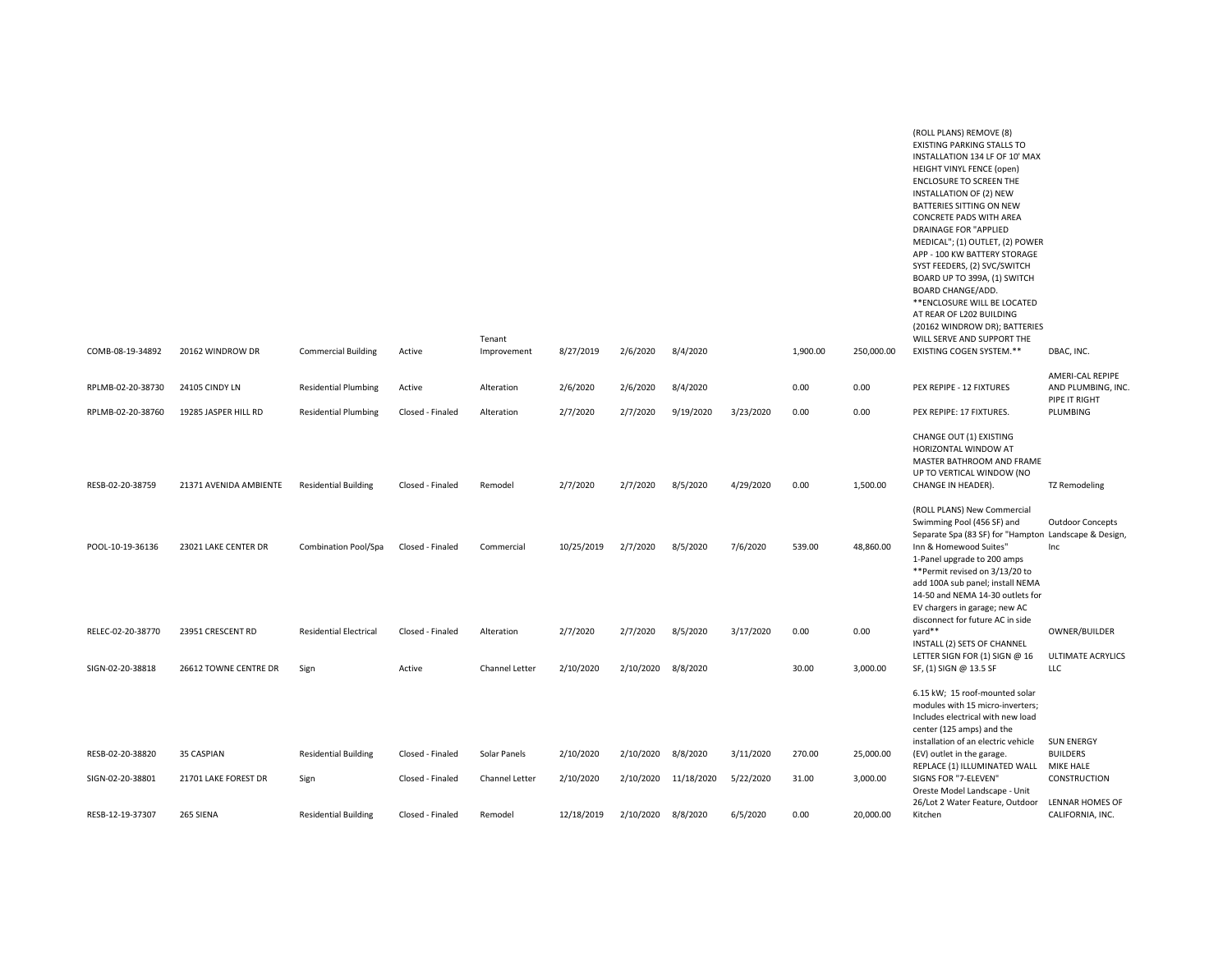| | | | | | | | | | | | | |
|---|---|---|---|---|---|---|---|---|---|---|---|---|
| COMB-08-19-34892 | 20162 WINDROW DR | Commercial Building | Active | Tenant Improvement | 8/27/2019 | 2/6/2020 | 8/4/2020 | | 1,900.00 | 250,000.00 | (ROLL PLANS) REMOVE (8) EXISTING PARKING STALLS TO INSTALLATION 134 LF OF 10' MAX HEIGHT VINYL FENCE (open) ENCLOSURE TO SCREEN THE INSTALLATION OF (2) NEW BATTERIES SITTING ON NEW CONCRETE PADS WITH AREA DRAINAGE FOR "APPLIED MEDICAL"; (1) OUTLET, (2) POWER APP - 100 KW BATTERY STORAGE SYST FEEDERS, (2) SVC/SWITCH BOARD UP TO 399A, (1) SWITCH BOARD CHANGE/ADD. **ENCLOSURE WILL BE LOCATED AT REAR OF L202 BUILDING (20162 WINDROW DR); BATTERIES WILL SERVE AND SUPPORT THE EXISTING COGEN SYSTEM.** | DBAC, INC. |
| RPLMB-02-20-38730 | 24105 CINDY LN | Residential Plumbing | Active | Alteration | 2/6/2020 | 2/6/2020 | 8/4/2020 | | 0.00 | 0.00 | PEX REPIPE - 12 FIXTURES | AMERI-CAL REPIPE AND PLUMBING, INC. |
| RPLMB-02-20-38760 | 19285 JASPER HILL RD | Residential Plumbing | Closed - Finaled | Alteration | 2/7/2020 | 2/7/2020 | 9/19/2020 | 3/23/2020 | 0.00 | 0.00 | PEX REPIPE: 17 FIXTURES. | PIPE IT RIGHT PLUMBING |
| RESB-02-20-38759 | 21371 AVENIDA AMBIENTE | Residential Building | Closed - Finaled | Remodel | 2/7/2020 | 2/7/2020 | 8/5/2020 | 4/29/2020 | 0.00 | 1,500.00 | CHANGE OUT (1) EXISTING HORIZONTAL WINDOW AT MASTER BATHROOM AND FRAME UP TO VERTICAL WINDOW (NO CHANGE IN HEADER). | TZ Remodeling |
| POOL-10-19-36136 | 23021 LAKE CENTER DR | Combination Pool/Spa | Closed - Finaled | Commercial | 10/25/2019 | 2/7/2020 | 8/5/2020 | 7/6/2020 | 539.00 | 48,860.00 | (ROLL PLANS) New Commercial Swimming Pool (456 SF) and Separate Spa (83 SF) for "Hampton Inn & Homewood Suites" | Outdoor Concepts Landscape & Design, Inc |
| RELEC-02-20-38770 | 23951 CRESCENT RD | Residential Electrical | Closed - Finaled | Alteration | 2/7/2020 | 2/7/2020 | 8/5/2020 | 3/17/2020 | 0.00 | 0.00 | 1-Panel upgrade to 200 amps **Permit revised on 3/13/20 to add 100A sub panel; install NEMA 14-50 and NEMA 14-30 outlets for EV chargers in garage; new AC disconnect for future AC in side yard** | OWNER/BUILDER |
| SIGN-02-20-38818 | 26612 TOWNE CENTRE DR | Sign | Active | Channel Letter | 2/10/2020 | 2/10/2020 | 8/8/2020 | | 30.00 | 3,000.00 | INSTALL (2) SETS OF CHANNEL LETTER SIGN FOR (1) SIGN @ 16 SF, (1) SIGN @ 13.5 SF | ULTIMATE ACRYLICS LLC |
| RESB-02-20-38820 | 35 CASPIAN | Residential Building | Closed - Finaled | Solar Panels | 2/10/2020 | 2/10/2020 | 8/8/2020 | 3/11/2020 | 270.00 | 25,000.00 | 6.15 kW; 15 roof-mounted solar modules with 15 micro-inverters; Includes electrical with new load center (125 amps) and the installation of an electric vehicle (EV) outlet in the garage. | SUN ENERGY BUILDERS |
| SIGN-02-20-38801 | 21701 LAKE FOREST DR | Sign | Closed - Finaled | Channel Letter | 2/10/2020 | 2/10/2020 | 11/18/2020 | 5/22/2020 | 31.00 | 3,000.00 | REPLACE (1) ILLUMINATED WALL SIGNS FOR "7-ELEVEN" | MIKE HALE CONSTRUCTION |
| RESB-12-19-37307 | 265 SIENA | Residential Building | Closed - Finaled | Remodel | 12/18/2019 | 2/10/2020 | 8/8/2020 | 6/5/2020 | 0.00 | 20,000.00 | Oreste Model Landscape - Unit 26/Lot 2 Water Feature, Outdoor Kitchen | LENNAR HOMES OF CALIFORNIA, INC. |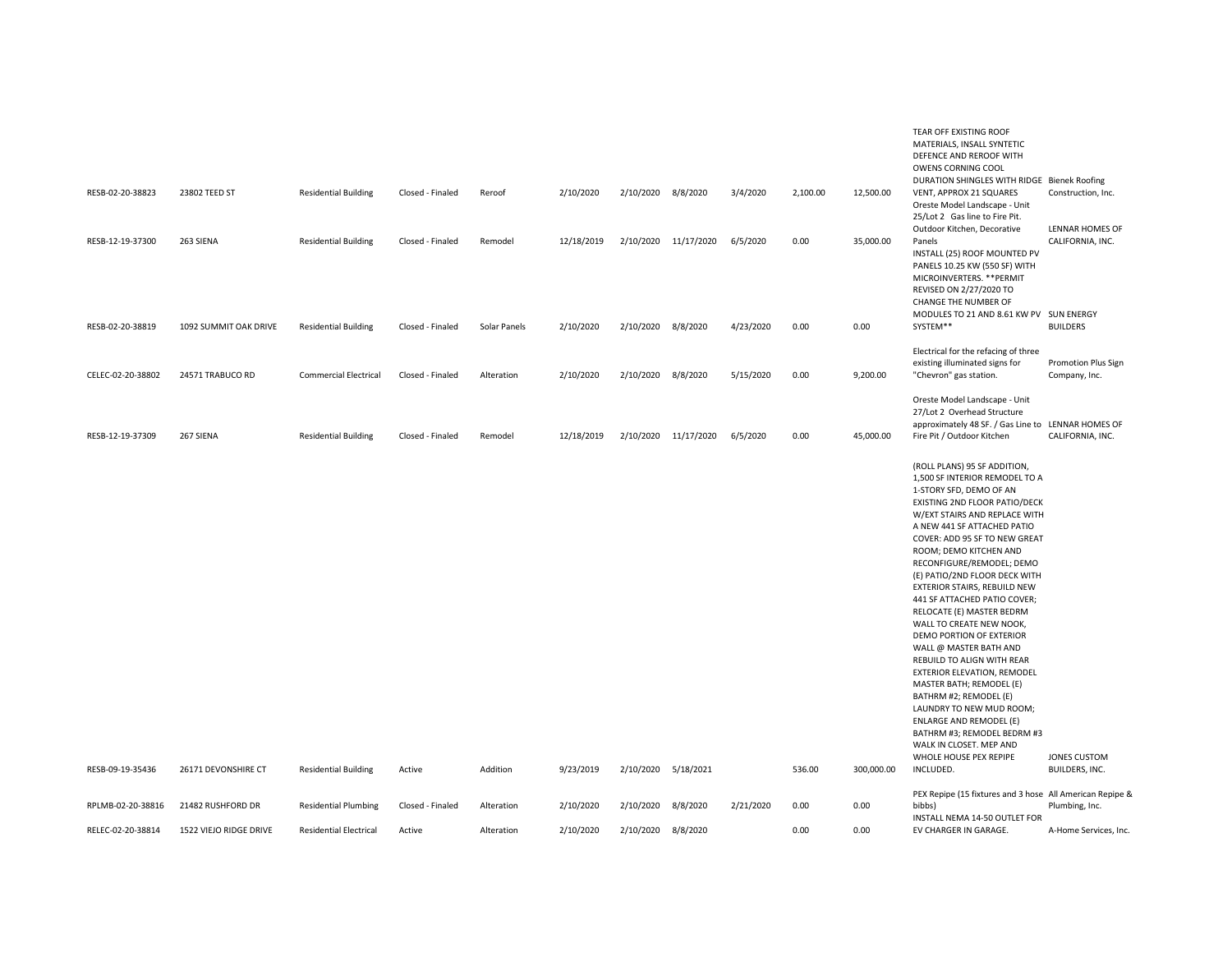| | | | | | | | | | | | | |
|---|---|---|---|---|---|---|---|---|---|---|---|---|
| RESB-02-20-38823 | 23802 TEED ST | Residential Building | Closed - Finaled | Reroof | 2/10/2020 | 2/10/2020 | 8/8/2020 | 3/4/2020 | 2,100.00 | 12,500.00 | TEAR OFF EXISTING ROOF MATERIALS, INSALL SYNTETIC DEFENCE AND REROOF WITH OWENS CORNING COOL DURATION SHINGLES WITH RIDGE VENT, APPROX 21 SQUARES | Bienek Roofing Construction, Inc. |
| RESB-12-19-37300 | 263 SIENA | Residential Building | Closed - Finaled | Remodel | 12/18/2019 | 2/10/2020 | 11/17/2020 | 6/5/2020 | 0.00 | 35,000.00 | Oreste Model Landscape - Unit 25/Lot 2 Gas line to Fire Pit. Outdoor Kitchen, Decorative Panels | LENNAR HOMES OF CALIFORNIA, INC. |
| RESB-02-20-38819 | 1092 SUMMIT OAK DRIVE | Residential Building | Closed - Finaled | Solar Panels | 2/10/2020 | 2/10/2020 | 8/8/2020 | 4/23/2020 | 0.00 | 0.00 | INSTALL (25) ROOF MOUNTED PV PANELS 10.25 KW (550 SF) WITH MICROINVERTERS. **PERMIT REVISED ON 2/27/2020 TO CHANGE THE NUMBER OF MODULES TO 21 AND 8.61 KW PV SYSTEM** | SUN ENERGY BUILDERS |
| CELEC-02-20-38802 | 24571 TRABUCO RD | Commercial Electrical | Closed - Finaled | Alteration | 2/10/2020 | 2/10/2020 | 8/8/2020 | 5/15/2020 | 0.00 | 9,200.00 | Electrical for the refacing of three existing illuminated signs for "Chevron" gas station. | Promotion Plus Sign Company, Inc. |
| RESB-12-19-37309 | 267 SIENA | Residential Building | Closed - Finaled | Remodel | 12/18/2019 | 2/10/2020 | 11/17/2020 | 6/5/2020 | 0.00 | 45,000.00 | Oreste Model Landscape - Unit 27/Lot 2 Overhead Structure approximately 48 SF. / Gas Line to Fire Pit / Outdoor Kitchen | LENNAR HOMES OF CALIFORNIA, INC. |
| RESB-09-19-35436 | 26171 DEVONSHIRE CT | Residential Building | Active | Addition | 9/23/2019 | 2/10/2020 | 5/18/2021 | | 536.00 | 300,000.00 | (ROLL PLANS) 95 SF ADDITION, 1,500 SF INTERIOR REMODEL TO A 1-STORY SFD, DEMO OF AN EXISTING 2ND FLOOR PATIO/DECK W/EXT STAIRS AND REPLACE WITH A NEW 441 SF ATTACHED PATIO COVER: ADD 95 SF TO NEW GREAT ROOM; DEMO KITCHEN AND RECONFIGURE/REMODEL; DEMO (E) PATIO/2ND FLOOR DECK WITH EXTERIOR STAIRS, REBUILD NEW 441 SF ATTACHED PATIO COVER; RELOCATE (E) MASTER BEDRM WALL TO CREATE NEW NOOK, DEMO PORTION OF EXTERIOR WALL @ MASTER BATH AND REBUILD TO ALIGN WITH REAR EXTERIOR ELEVATION, REMODEL MASTER BATH; REMODEL (E) BATHRM #2; REMODEL (E) LAUNDRY TO NEW MUD ROOM; ENLARGE AND REMODEL (E) BATHRM #3; REMODEL BEDRM #3 WALK IN CLOSET. MEP AND WHOLE HOUSE PEX REPIPE INCLUDED. | JONES CUSTOM BUILDERS, INC. |
| RPLMB-02-20-38816 | 21482 RUSHFORD DR | Residential Plumbing | Closed - Finaled | Alteration | 2/10/2020 | 2/10/2020 | 8/8/2020 | 2/21/2020 | 0.00 | 0.00 | PEX Repipe (15 fixtures and 3 hose bibbs) | All American Repipe & Plumbing, Inc. |
| RELEC-02-20-38814 | 1522 VIEJO RIDGE DRIVE | Residential Electrical | Active | Alteration | 2/10/2020 | 2/10/2020 | 8/8/2020 | | 0.00 | 0.00 | INSTALL NEMA 14-50 OUTLET FOR EV CHARGER IN GARAGE. | A-Home Services, Inc. |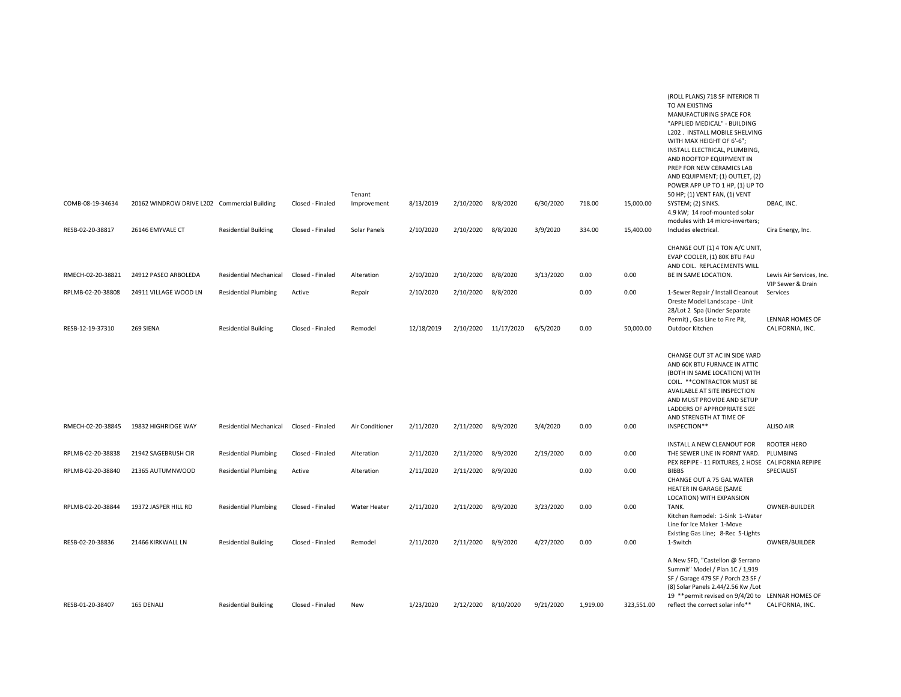| | | | | | | | | | | | | |
|---|---|---|---|---|---|---|---|---|---|---|---|---|
| COMB-08-19-34634 | 20162 WINDROW DRIVE L202 | Commercial Building | Closed - Finaled | Tenant Improvement | 8/13/2019 | 2/10/2020 | 8/8/2020 | 6/30/2020 | 718.00 | 15,000.00 | (ROLL PLANS) 718 SF INTERIOR TI TO AN EXISTING MANUFACTURING SPACE FOR "APPLIED MEDICAL" - BUILDING L202 . INSTALL MOBILE SHELVING WITH MAX HEIGHT OF 6'-6"; INSTALL ELECTRICAL, PLUMBING, AND ROOFTOP EQUIPMENT IN PREP FOR NEW CERAMICS LAB AND EQUIPMENT; (1) OUTLET, (2) POWER APP UP TO 1 HP, (1) UP TO 50 HP; (1) VENT FAN, (1) VENT SYSTEM; (2) SINKS. | DBAC, INC. |
| RESB-02-20-38817 | 26146 EMYVALE CT | Residential Building | Closed - Finaled | Solar Panels | 2/10/2020 | 2/10/2020 | 8/8/2020 | 3/9/2020 | 334.00 | 15,400.00 | 4.9 kW; 14 roof-mounted solar modules with 14 micro-inverters; Includes electrical. | Cira Energy, Inc. |
| RMECH-02-20-38821 | 24912 PASEO ARBOLEDA | Residential Mechanical | Closed - Finaled | Alteration | 2/10/2020 | 2/10/2020 | 8/8/2020 | 3/13/2020 | 0.00 | 0.00 | CHANGE OUT (1) 4 TON A/C UNIT, EVAP COOLER, (1) 80K BTU FAU AND COIL. REPLACEMENTS WILL BE IN SAME LOCATION. | Lewis Air Services, Inc. |
| RPLMB-02-20-38808 | 24911 VILLAGE WOOD LN | Residential Plumbing | Active | Repair | 2/10/2020 | 2/10/2020 | 8/8/2020 | | 0.00 | 0.00 | 1-Sewer Repair / Install Cleanout | VIP Sewer & Drain Services |
| RESB-12-19-37310 | 269 SIENA | Residential Building | Closed - Finaled | Remodel | 12/18/2019 | 2/10/2020 | 11/17/2020 | 6/5/2020 | 0.00 | 50,000.00 | Oreste Model Landscape - Unit 28/Lot 2 Spa (Under Separate Permit) , Gas Line to Fire Pit, Outdoor Kitchen | LENNAR HOMES OF CALIFORNIA, INC. |
| RMECH-02-20-38845 | 19832 HIGHRIDGE WAY | Residential Mechanical | Closed - Finaled | Air Conditioner | 2/11/2020 | 2/11/2020 | 8/9/2020 | 3/4/2020 | 0.00 | 0.00 | CHANGE OUT 3T AC IN SIDE YARD AND 60K BTU FURNACE IN ATTIC (BOTH IN SAME LOCATION) WITH COIL. **CONTRACTOR MUST BE AVAILABLE AT SITE INSPECTION AND MUST PROVIDE AND SETUP LADDERS OF APPROPRIATE SIZE AND STRENGTH AT TIME OF INSPECTION** | ALISO AIR |
| RPLMB-02-20-38838 | 21942 SAGEBRUSH CIR | Residential Plumbing | Closed - Finaled | Alteration | 2/11/2020 | 2/11/2020 | 8/9/2020 | 2/19/2020 | 0.00 | 0.00 | INSTALL A NEW CLEANOUT FOR THE SEWER LINE IN FORNT YARD. | ROOTER HERO PLUMBING |
| RPLMB-02-20-38840 | 21365 AUTUMNWOOD | Residential Plumbing | Active | Alteration | 2/11/2020 | 2/11/2020 | 8/9/2020 | | 0.00 | 0.00 | PEX REPIPE - 11 FIXTURES, 2 HOSE BIBBS | CALIFORNIA REPIPE SPECIALIST |
| RPLMB-02-20-38844 | 19372 JASPER HILL RD | Residential Plumbing | Closed - Finaled | Water Heater | 2/11/2020 | 2/11/2020 | 8/9/2020 | 3/23/2020 | 0.00 | 0.00 | CHANGE OUT A 75 GAL WATER HEATER IN GARAGE (SAME LOCATION) WITH EXPANSION TANK. | OWNER-BUILDER |
| RESB-02-20-38836 | 21466 KIRKWALL LN | Residential Building | Closed - Finaled | Remodel | 2/11/2020 | 2/11/2020 | 8/9/2020 | 4/27/2020 | 0.00 | 0.00 | Kitchen Remodel: 1-Sink 1-Water Line for Ice Maker 1-Move Existing Gas Line; 8-Rec 5-Lights 1-Switch | OWNER/BUILDER |
| RESB-01-20-38407 | 165 DENALI | Residential Building | Closed - Finaled | New | 1/23/2020 | 2/12/2020 | 8/10/2020 | 9/21/2020 | 1,919.00 | 323,551.00 | A New SFD, "Castellon @ Serrano Summit" Model / Plan 1C / 1,919 SF / Garage 479 SF / Porch 23 SF / (8) Solar Panels 2.44/2.56 Kw /Lot 19 **permit revised on 9/4/20 to reflect the correct solar info** | LENNAR HOMES OF CALIFORNIA, INC. |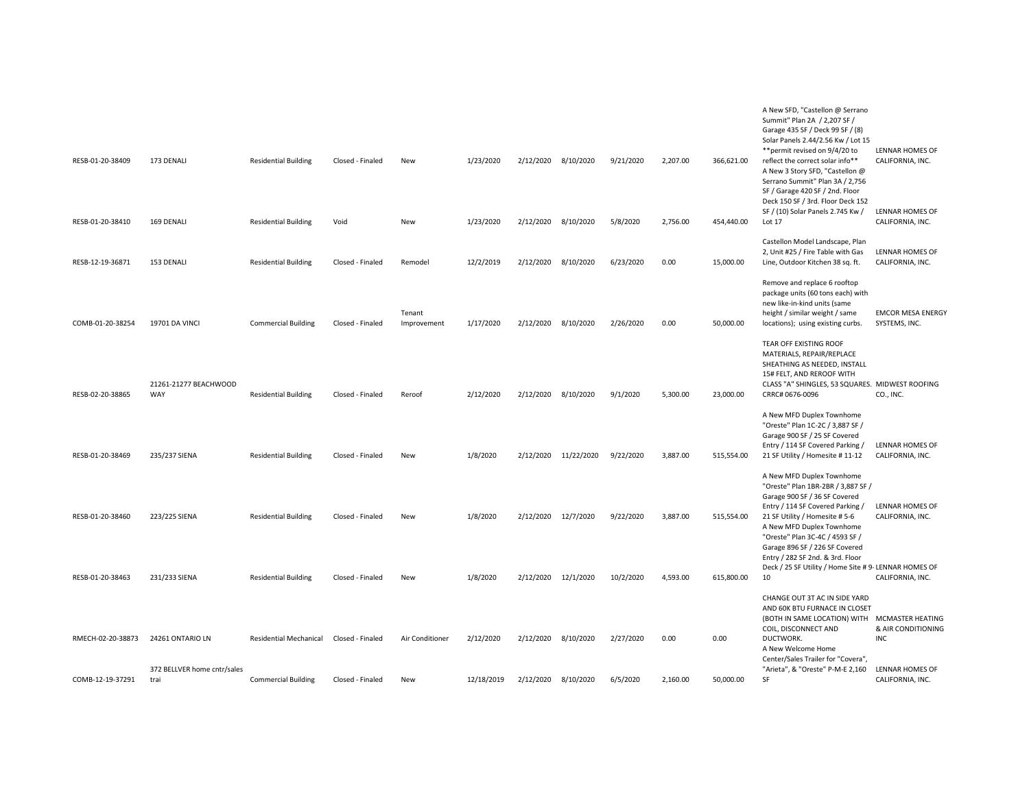| | | | | | | | | | | | | |
|---|---|---|---|---|---|---|---|---|---|---|---|---|
| RESB-01-20-38409 | 173 DENALI | Residential Building | Closed - Finaled | New | 1/23/2020 | 2/12/2020 | 8/10/2020 | 9/21/2020 | 2,207.00 | 366,621.00 | A New SFD, "Castellon @ Serrano Summit" Plan 2A / 2,207 SF / Garage 435 SF / Deck 99 SF / (8) Solar Panels 2.44/2.56 Kw / Lot 15 **permit revised on 9/4/20 to reflect the correct solar info** | LENNAR HOMES OF CALIFORNIA, INC. |
| RESB-01-20-38410 | 169 DENALI | Residential Building | Void | New | 1/23/2020 | 2/12/2020 | 8/10/2020 | 5/8/2020 | 2,756.00 | 454,440.00 | A New 3 Story SFD, "Castellon @ Serrano Summit" Plan 3A / 2,756 SF / Garage 420 SF / 2nd. Floor Deck 150 SF / 3rd. Floor Deck 152 SF / (10) Solar Panels 2.745 Kw / Lot 17 | LENNAR HOMES OF CALIFORNIA, INC. |
| RESB-12-19-36871 | 153 DENALI | Residential Building | Closed - Finaled | Remodel | 12/2/2019 | 2/12/2020 | 8/10/2020 | 6/23/2020 | 0.00 | 15,000.00 | Castellon Model Landscape, Plan 2, Unit #25 / Fire Table with Gas Line, Outdoor Kitchen 38 sq. ft. | LENNAR HOMES OF CALIFORNIA, INC. |
| COMB-01-20-38254 | 19701 DA VINCI | Commercial Building | Closed - Finaled | Tenant Improvement | 1/17/2020 | 2/12/2020 | 8/10/2020 | 2/26/2020 | 0.00 | 50,000.00 | Remove and replace 6 rooftop package units (60 tons each) with new like-in-kind units (same height / similar weight / same locations); using existing curbs. | EMCOR MESA ENERGY SYSTEMS, INC. |
| RESB-02-20-38865 | 21261-21277 BEACHWOOD WAY | Residential Building | Closed - Finaled | Reroof | 2/12/2020 | 2/12/2020 | 8/10/2020 | 9/1/2020 | 5,300.00 | 23,000.00 | TEAR OFF EXISTING ROOF MATERIALS, REPAIR/REPLACE SHEATHING AS NEEDED, INSTALL 15# FELT, AND REROOF WITH CLASS "A" SHINGLES, 53 SQUARES. CRRC# 0676-0096 | MIDWEST ROOFING CO., INC. |
| RESB-01-20-38469 | 235/237 SIENA | Residential Building | Closed - Finaled | New | 1/8/2020 | 2/12/2020 | 11/22/2020 | 9/22/2020 | 3,887.00 | 515,554.00 | A New MFD Duplex Townhome "Oreste" Plan 1C-2C / 3,887 SF / Garage 900 SF / 25 SF Covered Entry / 114 SF Covered Parking / 21 SF Utility / Homesite # 11-12 | LENNAR HOMES OF CALIFORNIA, INC. |
| RESB-01-20-38460 | 223/225 SIENA | Residential Building | Closed - Finaled | New | 1/8/2020 | 2/12/2020 | 12/7/2020 | 9/22/2020 | 3,887.00 | 515,554.00 | A New MFD Duplex Townhome "Oreste" Plan 1BR-2BR / 3,887 SF / Garage 900 SF / 36 SF Covered Entry / 114 SF Covered Parking / 21 SF Utility / Homesite # 5-6 | LENNAR HOMES OF CALIFORNIA, INC. |
| RESB-01-20-38463 | 231/233 SIENA | Residential Building | Closed - Finaled | New | 1/8/2020 | 2/12/2020 | 12/1/2020 | 10/2/2020 | 4,593.00 | 615,800.00 | A New MFD Duplex Townhome "Oreste" Plan 3C-4C / 4593 SF / Garage 896 SF / 226 SF Covered Entry / 282 SF 2nd. & 3rd. Floor Deck / 25 SF Utility / Home Site # 9-10 | LENNAR HOMES OF CALIFORNIA, INC. |
| RMECH-02-20-38873 | 24261 ONTARIO LN | Residential Mechanical | Closed - Finaled | Air Conditioner | 2/12/2020 | 2/12/2020 | 8/10/2020 | 2/27/2020 | 0.00 | 0.00 | CHANGE OUT 3T AC IN SIDE YARD AND 60K BTU FURNACE IN CLOSET (BOTH IN SAME LOCATION) WITH COIL, DISCONNECT AND DUCTWORK. | MCMASTER HEATING & AIR CONDITIONING INC |
| COMB-12-19-37291 | 372 BELLVER home cntr/sales trai | Commercial Building | Closed - Finaled | New | 12/18/2019 | 2/12/2020 | 8/10/2020 | 6/5/2020 | 2,160.00 | 50,000.00 | A New Welcome Home Center/Sales Trailer for "Covera", "Arieta", & "Oreste" P-M-E 2,160 SF | LENNAR HOMES OF CALIFORNIA, INC. |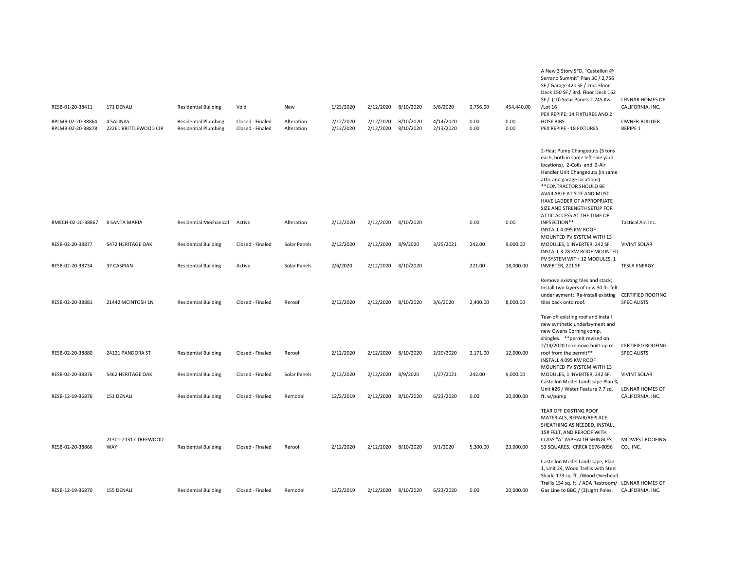| | | | | | | | | | | | | |
|---|---|---|---|---|---|---|---|---|---|---|---|---|
| RESB-01-20-38411 | 171 DENALI | Residential Building | Void | New | 1/23/2020 | 2/12/2020 | 8/10/2020 | 5/8/2020 | 2,756.00 | 454,440.00 | A New 3 Story SFD, "Castellon @ Serrano Summit" Plan 3C / 2,756 SF / Garage 420 SF / 2nd. Floor Deck 150 SF / 3rd. Floor Deck 152 SF / (10) Solar Panels 2.745 Kw /Lot 16 | LENNAR HOMES OF CALIFORNIA, INC. |
| RPLMB-02-20-38864 | 4 SALINAS | Residential Plumbing | Closed - Finaled | Alteration | 2/12/2020 | 2/12/2020 | 8/10/2020 | 4/14/2020 | 0.00 | 0.00 | PEX REPIPE: 14 FIXTURES AND 2 HOSE BIBS. | OWNER-BUILDER |
| RPLMB-02-20-38878 | 22261 BRITTLEWOOD CIR | Residential Plumbing | Closed - Finaled | Alteration | 2/12/2020 | 2/12/2020 | 8/10/2020 | 2/13/2020 | 0.00 | 0.00 | PEX REPIPE - 18 FIXTURES | REPIPE 1 |
| RMECH-02-20-38867 | 8 SANTA MARIA | Residential Mechanical | Active | Alteration | 2/12/2020 | 2/12/2020 | 8/10/2020 | | 0.00 | 0.00 | 2-Heat Pump Changeouts (3 tons each, both in same left side yard locations), 2-Coils and 2-Air Handler Unit Changeouts (in same attic and garage locations). **CONTRACTOR SHOULD BE AVAILABLE AT SITE AND MUST HAVE LADDER OF APPROPRIATE SIZE AND STRENGTH SETUP FOR ATTIC ACCESS AT THE TIME OF INPSECTION** | Tactical Air, Inc. |
| RESB-02-20-38877 | 5472 HERITAGE OAK | Residential Building | Closed - Finaled | Solar Panels | 2/12/2020 | 2/12/2020 | 8/9/2020 | 3/25/2021 | 242.00 | 9,000.00 | INSTALL 4.095 KW ROOF MOUNTED PV SYSTEM WITH 13 MODULES, 1 INVERTER, 242 SF. | VIVINT SOLAR |
| RESB-02-20-38734 | 37 CASPIAN | Residential Building | Active | Solar Panels | 2/6/2020 | 2/12/2020 | 8/10/2020 | | 221.00 | 18,000.00 | INSTALL 3.78 KW ROOF MOUNTED PV SYSTEM WITH 12 MODULES, 1 INVERTER, 221 SF. | TESLA ENERGY |
| RESB-02-20-38881 | 21442 MCINTOSH LN | Residential Building | Closed - Finaled | Reroof | 2/12/2020 | 2/12/2020 | 8/10/2020 | 3/6/2020 | 2,400.00 | 8,000.00 | Remove existing tiles and stack; Install two layers of new 30 lb. felt underlayment; Re-install existing tiles back onto roof. | CERTIFIED ROOFING SPECIALISTS |
| RESB-02-20-38880 | 24121 PANDORA ST | Residential Building | Closed - Finaled | Reroof | 2/12/2020 | 2/12/2020 | 8/10/2020 | 2/20/2020 | 2,171.00 | 12,000.00 | Tear-off existing roof and install new synthetic underlayment and new Owens Corning comp. shingles. **permit revised on 2/14/2020 to remove built-up re-roof from the permit** | CERTIFIED ROOFING SPECIALISTS |
| RESB-02-20-38876 | 5462 HERITAGE OAK | Residential Building | Closed - Finaled | Solar Panels | 2/12/2020 | 2/12/2020 | 8/9/2020 | 1/27/2021 | 242.00 | 9,000.00 | INSTALL 4.095 KW ROOF MOUNTED PV SYSTEM WITH 13 MODULES, 1 INVERTER, 242 SF. | VIVINT SOLAR |
| RESB-12-19-36876 | 151 DENALI | Residential Building | Closed - Finaled | Remodel | 12/2/2019 | 2/12/2020 | 8/10/2020 | 6/23/2020 | 0.00 | 20,000.00 | Castellon Model Landscape Plan 3, Unit #26 / Water Feature 7.7 sq. ft. w/pump | LENNAR HOMES OF CALIFORNIA, INC. |
| RESB-02-20-38866 | 21301-21317 TREEWOOD WAY | Residential Building | Closed - Finaled | Reroof | 2/12/2020 | 2/12/2020 | 8/10/2020 | 9/1/2020 | 5,300.00 | 23,000.00 | TEAR OFF EXISTING ROOF MATERIALS, REPAIR/REPLACE SHEATHING AS NEEDED, INSTALL 15# FELT, AND REROOF WITH CLASS "A" ASPHALTH SHINGLES, 53 SQUARES. CRRC# 0676-0096 | MIDWEST ROOFING CO., INC. |
| RESB-12-19-36870 | 155 DENALI | Residential Building | Closed - Finaled | Remodel | 12/2/2019 | 2/12/2020 | 8/10/2020 | 6/23/2020 | 0.00 | 20,000.00 | Castellon Model Landscape, Plan 1, Unit 24, Wood Trellis with Steel Shade 173 sq. ft. /Wood Overhead Trellis 154 sq. ft. / ADA Restroom/ Gas Line to BBQ / (3)Light Poles. | LENNAR HOMES OF CALIFORNIA, INC. |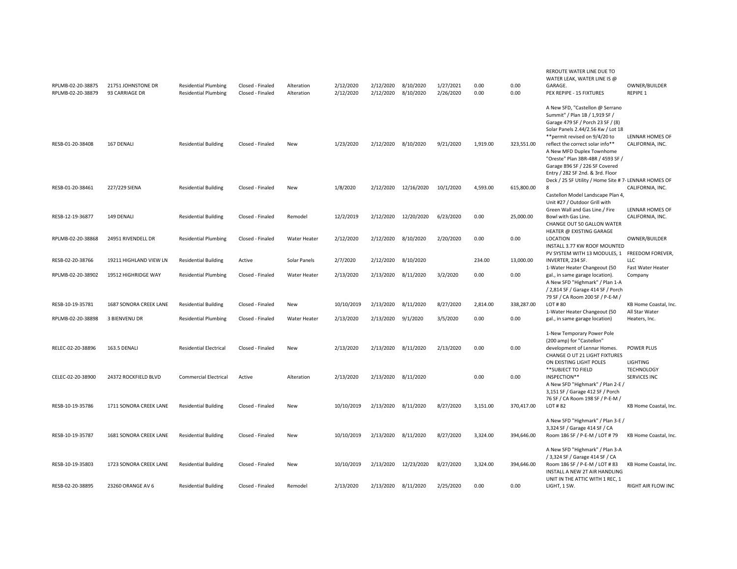| | | | | | | | | | | | | |
|---|---|---|---|---|---|---|---|---|---|---|---|---|
| RPLMB-02-20-38875 | 21751 JOHNSTONE DR | Residential Plumbing | Closed - Finaled | Alteration | 2/12/2020 | 2/12/2020 | 8/10/2020 | 1/27/2021 | 0.00 | 0.00 | REROUTE WATER LINE DUE TO WATER LEAK, WATER LINE IS @ GARAGE. | OWNER/BUILDER |
| RPLMB-02-20-38879 | 93 CARRIAGE DR | Residential Plumbing | Closed - Finaled | Alteration | 2/12/2020 | 2/12/2020 | 8/10/2020 | 2/26/2020 | 0.00 | 0.00 | PEX REPIPE - 15 FIXTURES | REPIPE 1 |
| RESB-01-20-38408 | 167 DENALI | Residential Building | Closed - Finaled | New | 1/23/2020 | 2/12/2020 | 8/10/2020 | 9/21/2020 | 1,919.00 | 323,551.00 | A New SFD, "Castellon @ Serrano Summit" / Plan 1B / 1,919 SF / Garage 479 SF / Porch 23 SF / (8) Solar Panels 2.44/2.56 Kw / Lot 18 **permit revised on 9/4/20 to reflect the correct solar info** | LENNAR HOMES OF CALIFORNIA, INC. |
| RESB-01-20-38461 | 227/229 SIENA | Residential Building | Closed - Finaled | New | 1/8/2020 | 2/12/2020 | 12/16/2020 | 10/1/2020 | 4,593.00 | 615,800.00 | A New MFD Duplex Townhome "Oreste" Plan 3BR-4BR / 4593 SF / Garage 896 SF / 226 SF Covered Entry / 282 SF 2nd. & 3rd. Floor Deck / 25 SF Utility / Home Site # 7-8 | LENNAR HOMES OF CALIFORNIA, INC. |
| RESB-12-19-36877 | 149 DENALI | Residential Building | Closed - Finaled | Remodel | 12/2/2019 | 2/12/2020 | 12/20/2020 | 6/23/2020 | 0.00 | 25,000.00 | Castellon Model Landscape Plan 4, Unit #27 / Outdoor Grill with Green Wall and Gas Line./ Fire Bowl with Gas Line. | LENNAR HOMES OF CALIFORNIA, INC. |
| RPLMB-02-20-38868 | 24951 RIVENDELL DR | Residential Plumbing | Closed - Finaled | Water Heater | 2/12/2020 | 2/12/2020 | 8/10/2020 | 2/20/2020 | 0.00 | 0.00 | CHANGE OUT 50 GALLON WATER HEATER @ EXISTING GARAGE LOCATION | OWNER/BUILDER |
| RESB-02-20-38766 | 19211 HIGHLAND VIEW LN | Residential Building | Active | Solar Panels | 2/7/2020 | 2/12/2020 | 8/10/2020 | | 234.00 | 13,000.00 | INSTALL 3.77 KW ROOF MOUNTED PV SYSTEM WITH 13 MODULES, 1 INVERTER, 234 SF. | FREEDOM FOREVER, LLC |
| RPLMB-02-20-38902 | 19512 HIGHRIDGE WAY | Residential Plumbing | Closed - Finaled | Water Heater | 2/13/2020 | 2/13/2020 | 8/11/2020 | 3/2/2020 | 0.00 | 0.00 | 1-Water Heater Changeout (50 gal., in same garage location). | Fast Water Heater Company |
| RESB-10-19-35781 | 1687 SONORA CREEK LANE | Residential Building | Closed - Finaled | New | 10/10/2019 | 2/13/2020 | 8/11/2020 | 8/27/2020 | 2,814.00 | 338,287.00 | A New SFD "Highmark" / Plan 1-A / 2,814 SF / Garage 414 SF / Porch 79 SF / CA Room 200 SF / P-E-M / LOT # 80 | KB Home Coastal, Inc. |
| RPLMB-02-20-38898 | 3 BIENVENU DR | Residential Plumbing | Closed - Finaled | Water Heater | 2/13/2020 | 2/13/2020 | 9/1/2020 | 3/5/2020 | 0.00 | 0.00 | 1-Water Heater Changeout (50 gal., in same garage location) | All Star Water Heaters, Inc. |
| RELEC-02-20-38896 | 163.5 DENALI | Residential Electrical | Closed - Finaled | New | 2/13/2020 | 2/13/2020 | 8/11/2020 | 2/13/2020 | 0.00 | 0.00 | 1-New Temporary Power Pole (200 amp) for "Castellon" development of Lennar Homes. | POWER PLUS |
| CELEC-02-20-38900 | 24372 ROCKFIELD BLVD | Commercial Electrical | Active | Alteration | 2/13/2020 | 2/13/2020 | 8/11/2020 | | 0.00 | 0.00 | CHANGE O UT 21 LIGHT FIXTURES ON EXISTING LIGHT POLES **SUBJECT TO FIELD INSPECTION** | LIGHTING TECHNOLOGY SERVICES INC |
| RESB-10-19-35786 | 1711 SONORA CREEK LANE | Residential Building | Closed - Finaled | New | 10/10/2019 | 2/13/2020 | 8/11/2020 | 8/27/2020 | 3,151.00 | 370,417.00 | A New SFD "Highmark" / Plan 2-E / 3,151 SF / Garage 412 SF / Porch 76 SF / CA Room 198 SF / P-E-M / LOT # 82 | KB Home Coastal, Inc. |
| RESB-10-19-35787 | 1681 SONORA CREEK LANE | Residential Building | Closed - Finaled | New | 10/10/2019 | 2/13/2020 | 8/11/2020 | 8/27/2020 | 3,324.00 | 394,646.00 | A New SFD "Highmark" / Plan 3-E / 3,324 SF / Garage 414 SF / CA Room 186 SF / P-E-M / LOT # 79 | KB Home Coastal, Inc. |
| RESB-10-19-35803 | 1723 SONORA CREEK LANE | Residential Building | Closed - Finaled | New | 10/10/2019 | 2/13/2020 | 12/23/2020 | 8/27/2020 | 3,324.00 | 394,646.00 | A New SFD "Highmark" / Plan 3-A / 3,324 SF / Garage 414 SF / CA Room 186 SF / P-E-M / LOT # 83 | KB Home Coastal, Inc. |
| RESB-02-20-38895 | 23260 ORANGE AV 6 | Residential Building | Closed - Finaled | Remodel | 2/13/2020 | 2/13/2020 | 8/11/2020 | 2/25/2020 | 0.00 | 0.00 | INSTALL A NEW 2T AIR HANDLING UNIT IN THE ATTIC WITH 1 REC, 1 LIGHT, 1 SW. | RIGHT AIR FLOW INC |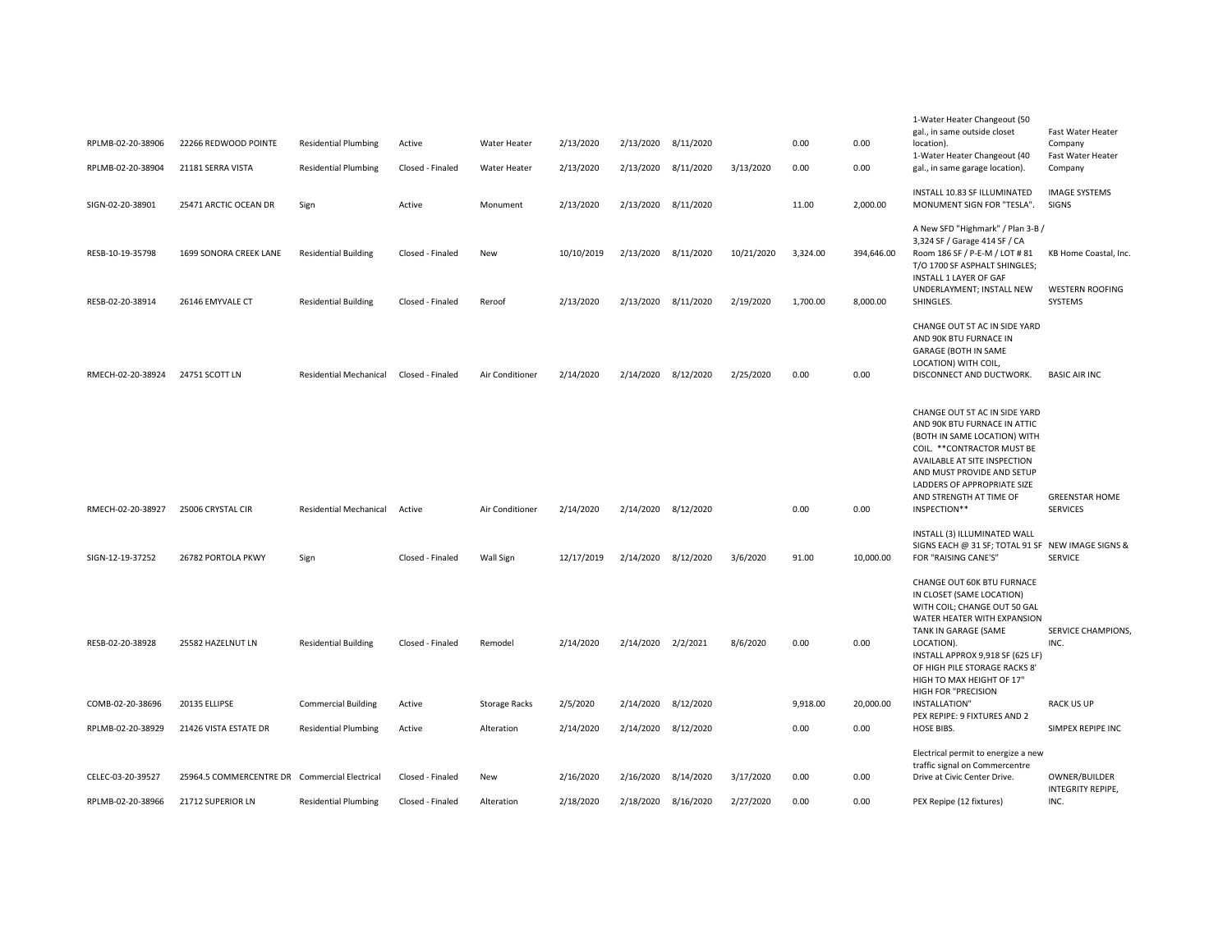| | | | | | | | | | | | | |
|---|---|---|---|---|---|---|---|---|---|---|---|---|
| RPLMB-02-20-38906 | 22266 REDWOOD POINTE | Residential Plumbing | Active | Water Heater | 2/13/2020 | 2/13/2020 | 8/11/2020 | | 0.00 | 0.00 | 1-Water Heater Changeout (50 gal., in same outside closet location). | Fast Water Heater Company |
| RPLMB-02-20-38904 | 21181 SERRA VISTA | Residential Plumbing | Closed - Finaled | Water Heater | 2/13/2020 | 2/13/2020 | 8/11/2020 | 3/13/2020 | 0.00 | 0.00 | 1-Water Heater Changeout (40 gal., in same garage location). | Fast Water Heater Company |
| SIGN-02-20-38901 | 25471 ARCTIC OCEAN DR | Sign | Active | Monument | 2/13/2020 | 2/13/2020 | 8/11/2020 | | 11.00 | 2,000.00 | INSTALL 10.83 SF ILLUMINATED MONUMENT SIGN FOR "TESLA". | IMAGE SYSTEMS SIGNS |
| RESB-10-19-35798 | 1699 SONORA CREEK LANE | Residential Building | Closed - Finaled | New | 10/10/2019 | 2/13/2020 | 8/11/2020 | 10/21/2020 | 3,324.00 | 394,646.00 | A New SFD "Highmark" / Plan 3-B / 3,324 SF / Garage 414 SF / CA Room 186 SF / P-E-M / LOT # 81 | KB Home Coastal, Inc. |
| RESB-02-20-38914 | 26146 EMYVALE CT | Residential Building | Closed - Finaled | Reroof | 2/13/2020 | 2/13/2020 | 8/11/2020 | 2/19/2020 | 1,700.00 | 8,000.00 | T/O 1700 SF ASPHALT SHINGLES; INSTALL 1 LAYER OF GAF UNDERLAYMENT; INSTALL NEW SHINGLES. | WESTERN ROOFING SYSTEMS |
| RMECH-02-20-38924 | 24751 SCOTT LN | Residential Mechanical | Closed - Finaled | Air Conditioner | 2/14/2020 | 2/14/2020 | 8/12/2020 | 2/25/2020 | 0.00 | 0.00 | CHANGE OUT 5T AC IN SIDE YARD AND 90K BTU FURNACE IN GARAGE (BOTH IN SAME LOCATION) WITH COIL, DISCONNECT AND DUCTWORK. | BASIC AIR INC |
| RMECH-02-20-38927 | 25006 CRYSTAL CIR | Residential Mechanical | Active | Air Conditioner | 2/14/2020 | 2/14/2020 | 8/12/2020 | | 0.00 | 0.00 | CHANGE OUT 5T AC IN SIDE YARD AND 90K BTU FURNACE IN ATTIC (BOTH IN SAME LOCATION) WITH COIL. **CONTRACTOR MUST BE AVAILABLE AT SITE INSPECTION AND MUST PROVIDE AND SETUP LADDERS OF APPROPRIATE SIZE AND STRENGTH AT TIME OF INSPECTION** | GREENSTAR HOME SERVICES |
| SIGN-12-19-37252 | 26782 PORTOLA PKWY | Sign | Closed - Finaled | Wall Sign | 12/17/2019 | 2/14/2020 | 8/12/2020 | 3/6/2020 | 91.00 | 10,000.00 | INSTALL (3) ILLUMINATED WALL SIGNS EACH @ 31 SF; TOTAL 91 SF FOR "RAISING CANE'S" | NEW IMAGE SIGNS & SERVICE |
| RESB-02-20-38928 | 25582 HAZELNUT LN | Residential Building | Closed - Finaled | Remodel | 2/14/2020 | 2/14/2020 | 2/2/2021 | 8/6/2020 | 0.00 | 0.00 | CHANGE OUT 60K BTU FURNACE IN CLOSET (SAME LOCATION) WITH COIL; CHANGE OUT 50 GAL WATER HEATER WITH EXPANSION TANK IN GARAGE (SAME LOCATION). | SERVICE CHAMPIONS, INC. |
| COMB-02-20-38696 | 20135 ELLIPSE | Commercial Building | Active | Storage Racks | 2/5/2020 | 2/14/2020 | 8/12/2020 | | 9,918.00 | 20,000.00 | INSTALL APPROX 9,918 SF (625 LF) OF HIGH PILE STORAGE RACKS 8' HIGH TO MAX HEIGHT OF 17" HIGH FOR "PRECISION INSTALLATION" | RACK US UP |
| RPLMB-02-20-38929 | 21426 VISTA ESTATE DR | Residential Plumbing | Active | Alteration | 2/14/2020 | 2/14/2020 | 8/12/2020 | | 0.00 | 0.00 | PEX REPIPE: 9 FIXTURES AND 2 HOSE BIBS. | SIMPEX REPIPE INC |
| CELEC-03-20-39527 | 25964.5 COMMERCENTRE DR | Commercial Electrical | Closed - Finaled | New | 2/16/2020 | 2/16/2020 | 8/14/2020 | 3/17/2020 | 0.00 | 0.00 | Electrical permit to energize a new traffic signal on Commercentre Drive at Civic Center Drive. | OWNER/BUILDER |
| RPLMB-02-20-38966 | 21712 SUPERIOR LN | Residential Plumbing | Closed - Finaled | Alteration | 2/18/2020 | 2/18/2020 | 8/16/2020 | 2/27/2020 | 0.00 | 0.00 | PEX Repipe (12 fixtures) | INTEGRITY REPIPE, INC. |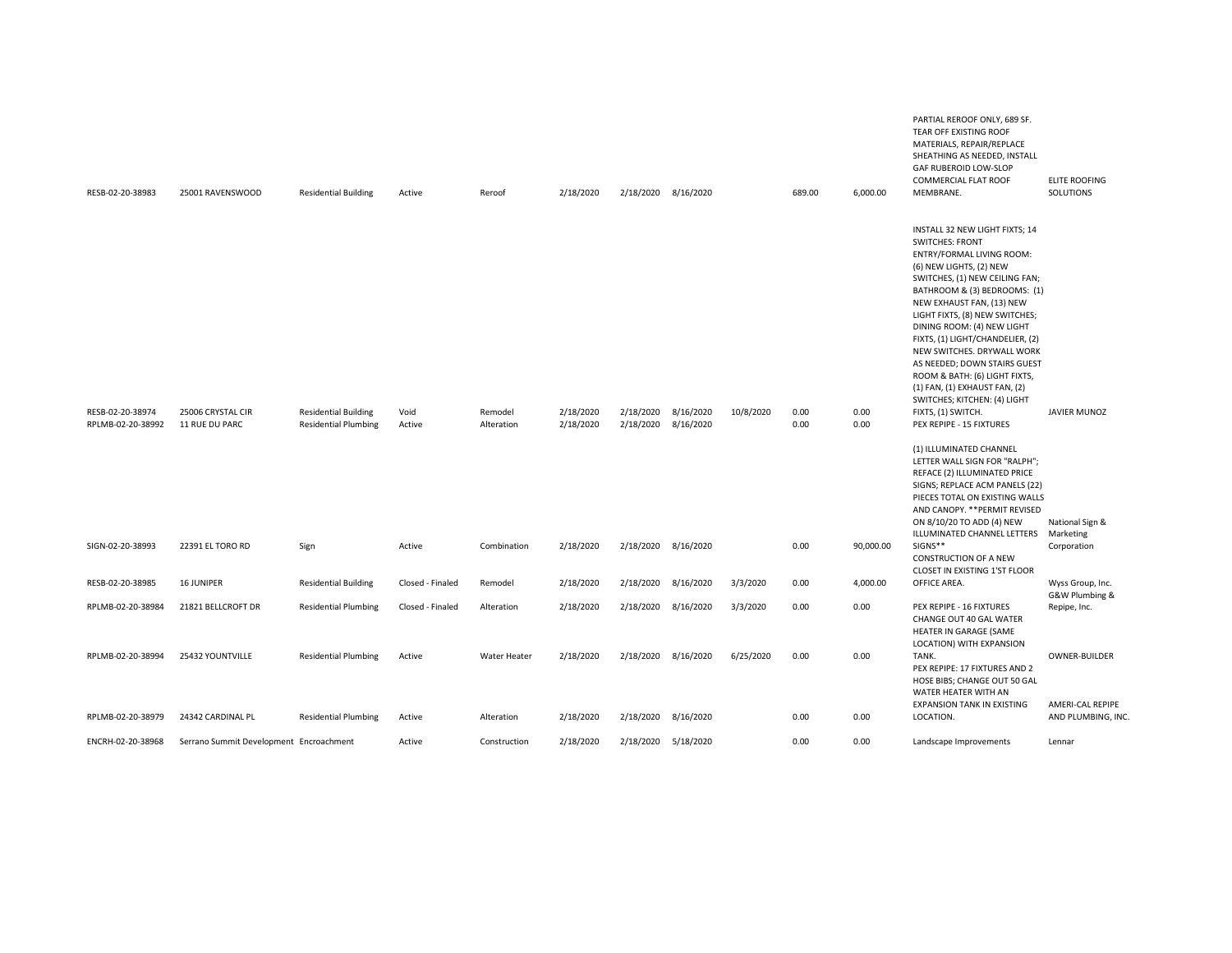| | | | | | | | | | | | | |
|---|---|---|---|---|---|---|---|---|---|---|---|---|
| RESB-02-20-38983 | 25001 RAVENSWOOD | Residential Building | Active | Reroof | 2/18/2020 | 2/18/2020 | 8/16/2020 | | 689.00 | 6,000.00 | PARTIAL REROOF ONLY, 689 SF. TEAR OFF EXISTING ROOF MATERIALS, REPAIR/REPLACE SHEATHING AS NEEDED, INSTALL GAF RUBEROID LOW-SLOP COMMERCIAL FLAT ROOF MEMBRANE. | ELITE ROOFING SOLUTIONS |
| RESB-02-20-38974 | 25006 CRYSTAL CIR | Residential Building | Void | Remodel | 2/18/2020 | 2/18/2020 | 8/16/2020 | 10/8/2020 | 0.00 | 0.00 | INSTALL 32 NEW LIGHT FIXTS; 14 SWITCHES: FRONT ENTRY/FORMAL LIVING ROOM: (6) NEW LIGHTS, (2) NEW SWITCHES, (1) NEW CEILING FAN; BATHROOM & (3) BEDROOMS: (1) NEW EXHAUST FAN, (13) NEW LIGHT FIXTS, (8) NEW SWITCHES; DINING ROOM: (4) NEW LIGHT FIXTS, (1) LIGHT/CHANDELIER, (2) NEW SWITCHES. DRYWALL WORK AS NEEDED; DOWN STAIRS GUEST ROOM & BATH: (6) LIGHT FIXTS, (1) FAN, (1) EXHAUST FAN, (2) SWITCHES; KITCHEN: (4) LIGHT FIXTS, (1) SWITCH. | JAVIER MUNOZ |
| RPLMB-02-20-38992 | 11 RUE DU PARC | Residential Plumbing | Active | Alteration | 2/18/2020 | 2/18/2020 | 8/16/2020 | | 0.00 | 0.00 | PEX REPIPE - 15 FIXTURES | |
| SIGN-02-20-38993 | 22391 EL TORO RD | Sign | Active | Combination | 2/18/2020 | 2/18/2020 | 8/16/2020 | | 0.00 | 90,000.00 | (1) ILLUMINATED CHANNEL LETTER WALL SIGN FOR "RALPH"; REFACE (2) ILLUMINATED PRICE SIGNS; REPLACE ACM PANELS (22) PIECES TOTAL ON EXISTING WALLS AND CANOPY. **PERMIT REVISED ON 8/10/20 TO ADD (4) NEW ILLUMINATED CHANNEL LETTERS SIGNS** | National Sign & Marketing Corporation |
| RESB-02-20-38985 | 16 JUNIPER | Residential Building | Closed - Finaled | Remodel | 2/18/2020 | 2/18/2020 | 8/16/2020 | 3/3/2020 | 0.00 | 4,000.00 | CONSTRUCTION OF A NEW CLOSET IN EXISTING 1'ST FLOOR OFFICE AREA. | Wyss Group, Inc. |
| RPLMB-02-20-38984 | 21821 BELLCROFT DR | Residential Plumbing | Closed - Finaled | Alteration | 2/18/2020 | 2/18/2020 | 8/16/2020 | 3/3/2020 | 0.00 | 0.00 | PEX REPIPE - 16 FIXTURES | G&W Plumbing & Repipe, Inc. |
| RPLMB-02-20-38994 | 25432 YOUNTVILLE | Residential Plumbing | Active | Water Heater | 2/18/2020 | 2/18/2020 | 8/16/2020 | 6/25/2020 | 0.00 | 0.00 | CHANGE OUT 40 GAL WATER HEATER IN GARAGE (SAME LOCATION) WITH EXPANSION TANK. | OWNER-BUILDER |
| RPLMB-02-20-38979 | 24342 CARDINAL PL | Residential Plumbing | Active | Alteration | 2/18/2020 | 2/18/2020 | 8/16/2020 | | 0.00 | 0.00 | PEX REPIPE: 17 FIXTURES AND 2 HOSE BIBS; CHANGE OUT 50 GAL WATER HEATER WITH AN EXPANSION TANK IN EXISTING LOCATION. | AMERI-CAL REPIPE AND PLUMBING, INC. |
| ENCRH-02-20-38968 | Serrano Summit Development | Encroachment | Active | Construction | 2/18/2020 | 2/18/2020 | 5/18/2020 | | 0.00 | 0.00 | Landscape Improvements | Lennar |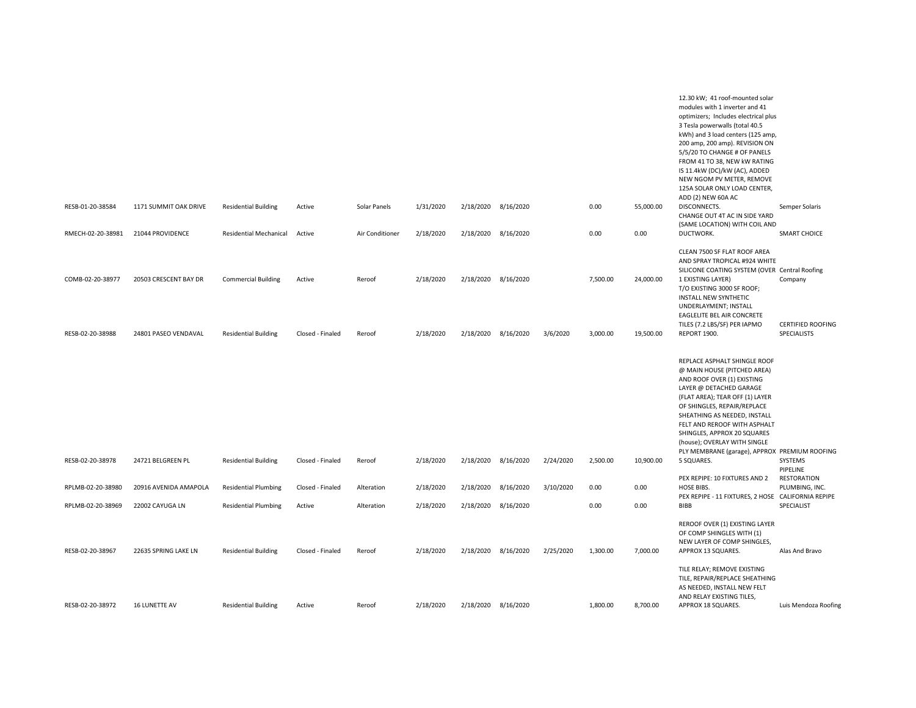| | | | | | | | | | | | | |
|---|---|---|---|---|---|---|---|---|---|---|---|---|
| RESB-01-20-38584 | 1171 SUMMIT OAK DRIVE | Residential Building | Active | Solar Panels | 1/31/2020 | 2/18/2020 | 8/16/2020 | | 0.00 | 55,000.00 | 12.30 kW; 41 roof-mounted solar modules with 1 inverter and 41 optimizers; Includes electrical plus 3 Tesla powerwalls (total 40.5 kWh) and 3 load centers (125 amp, 200 amp, 200 amp). REVISION ON 5/5/20 TO CHANGE # OF PANELS FROM 41 TO 38, NEW kW RATING IS 11.4kW (DC)/kW (AC), ADDED NEW NGOM PV METER, REMOVE 125A SOLAR ONLY LOAD CENTER, ADD (2) NEW 60A AC DISCONNECTS. | Semper Solaris |
| RMECH-02-20-38981 | 21044 PROVIDENCE | Residential Mechanical | Active | Air Conditioner | 2/18/2020 | 2/18/2020 | 8/16/2020 | | 0.00 | 0.00 | CHANGE OUT 4T AC IN SIDE YARD (SAME LOCATION) WITH COIL AND DUCTWORK. | SMART CHOICE |
| COMB-02-20-38977 | 20503 CRESCENT BAY DR | Commercial Building | Active | Reroof | 2/18/2020 | 2/18/2020 | 8/16/2020 | | 7,500.00 | 24,000.00 | CLEAN 7500 SF FLAT ROOF AREA AND SPRAY TROPICAL #924 WHITE SILICONE COATING SYSTEM (OVER 1 EXISTING LAYER) | Central Roofing Company |
| RESB-02-20-38988 | 24801 PASEO VENDAVAL | Residential Building | Closed - Finaled | Reroof | 2/18/2020 | 2/18/2020 | 8/16/2020 | 3/6/2020 | 3,000.00 | 19,500.00 | T/O EXISTING 3000 SF ROOF; INSTALL NEW SYNTHETIC UNDERLAYMENT; INSTALL EAGLELITE BEL AIR CONCRETE TILES (7.2 LBS/SF) PER IAPMO REPORT 1900. | CERTIFIED ROOFING SPECIALISTS |
| RESB-02-20-38978 | 24721 BELGREEN PL | Residential Building | Closed - Finaled | Reroof | 2/18/2020 | 2/18/2020 | 8/16/2020 | 2/24/2020 | 2,500.00 | 10,900.00 | REPLACE ASPHALT SHINGLE ROOF @ MAIN HOUSE (PITCHED AREA) AND ROOF OVER (1) EXISTING LAYER @ DETACHED GARAGE (FLAT AREA); TEAR OFF (1) LAYER OF SHINGLES, REPAIR/REPLACE SHEATHING AS NEEDED, INSTALL FELT AND REROOF WITH ASPHALT SHINGLES, APPROX 20 SQUARES (house); OVERLAY WITH SINGLE PLY MEMBRANE (garage), APPROX 5 SQUARES. | PREMIUM ROOFING SYSTEMS |
| RPLMB-02-20-38980 | 20916 AVENIDA AMAPOLA | Residential Plumbing | Closed - Finaled | Alteration | 2/18/2020 | 2/18/2020 | 8/16/2020 | 3/10/2020 | 0.00 | 0.00 | PEX REPIPE: 10 FIXTURES AND 2 HOSE BIBS. | PIPELINE RESTORATION PLUMBING, INC. |
| RPLMB-02-20-38969 | 22002 CAYUGA LN | Residential Plumbing | Active | Alteration | 2/18/2020 | 2/18/2020 | 8/16/2020 | | 0.00 | 0.00 | PEX REPIPE - 11 FIXTURES, 2 HOSE BIBB | CALIFORNIA REPIPE SPECIALIST |
| RESB-02-20-38967 | 22635 SPRING LAKE LN | Residential Building | Closed - Finaled | Reroof | 2/18/2020 | 2/18/2020 | 8/16/2020 | 2/25/2020 | 1,300.00 | 7,000.00 | REROOF OVER (1) EXISTING LAYER OF COMP SHINGLES WITH (1) NEW LAYER OF COMP SHINGLES, APPROX 13 SQUARES. | Alas And Bravo |
| RESB-02-20-38972 | 16 LUNETTE AV | Residential Building | Active | Reroof | 2/18/2020 | 2/18/2020 | 8/16/2020 | | 1,800.00 | 8,700.00 | TILE RELAY; REMOVE EXISTING TILE, REPAIR/REPLACE SHEATHING AS NEEDED, INSTALL NEW FELT AND RELAY EXISTING TILES, APPROX 18 SQUARES. | Luis Mendoza Roofing |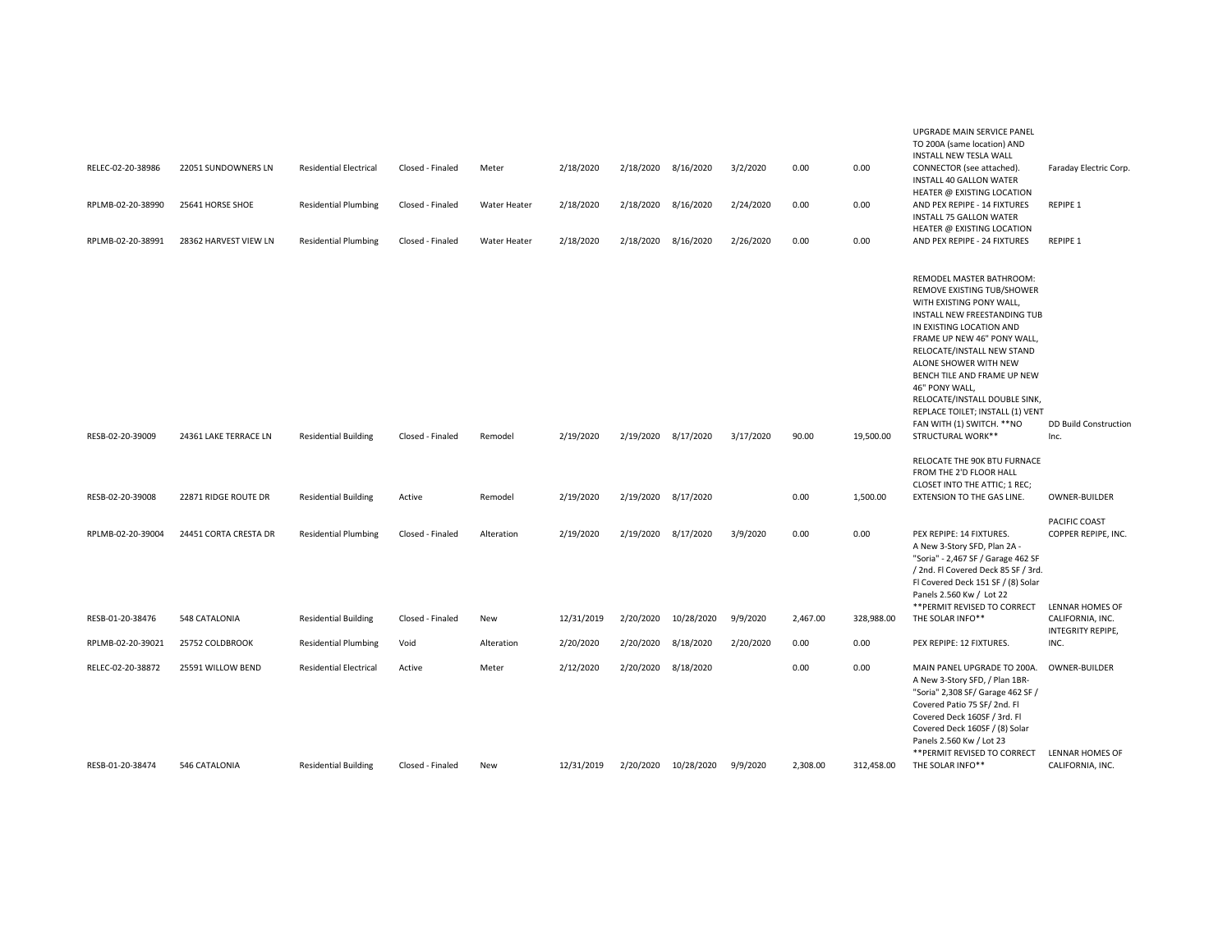| | | | | | | | | | | | | |
|---|---|---|---|---|---|---|---|---|---|---|---|---|
| RELEC-02-20-38986 | 22051 SUNDOWNERS LN | Residential Electrical | Closed - Finaled | Meter | 2/18/2020 | 2/18/2020 | 8/16/2020 | 3/2/2020 | 0.00 | 0.00 | UPGRADE MAIN SERVICE PANEL TO 200A (same location) AND INSTALL NEW TESLA WALL CONNECTOR (see attached). | Faraday Electric Corp. |
| RPLMB-02-20-38990 | 25641 HORSE SHOE | Residential Plumbing | Closed - Finaled | Water Heater | 2/18/2020 | 2/18/2020 | 8/16/2020 | 2/24/2020 | 0.00 | 0.00 | INSTALL 40 GALLON WATER HEATER @ EXISTING LOCATION AND PEX REPIPE - 14 FIXTURES | REPIPE 1 |
| RPLMB-02-20-38991 | 28362 HARVEST VIEW LN | Residential Plumbing | Closed - Finaled | Water Heater | 2/18/2020 | 2/18/2020 | 8/16/2020 | 2/26/2020 | 0.00 | 0.00 | INSTALL 75 GALLON WATER HEATER @ EXISTING LOCATION AND PEX REPIPE - 24 FIXTURES | REPIPE 1 |
| RESB-02-20-39009 | 24361 LAKE TERRACE LN | Residential Building | Closed - Finaled | Remodel | 2/19/2020 | 2/19/2020 | 8/17/2020 | 3/17/2020 | 90.00 | 19,500.00 | REMODEL MASTER BATHROOM: REMOVE EXISTING TUB/SHOWER WITH EXISTING PONY WALL, INSTALL NEW FREESTANDING TUB IN EXISTING LOCATION AND FRAME UP NEW 46" PONY WALL, RELOCATE/INSTALL NEW STAND ALONE SHOWER WITH NEW BENCH TILE AND FRAME UP NEW 46" PONY WALL, RELOCATE/INSTALL DOUBLE SINK, REPLACE TOILET; INSTALL (1) VENT FAN WITH (1) SWITCH. **NO STRUCTURAL WORK** | DD Build Construction Inc. |
| RESB-02-20-39008 | 22871 RIDGE ROUTE DR | Residential Building | Active | Remodel | 2/19/2020 | 2/19/2020 | 8/17/2020 | | 0.00 | 1,500.00 | RELOCATE THE 90K BTU FURNACE FROM THE 2'D FLOOR HALL CLOSET INTO THE ATTIC; 1 REC; EXTENSION TO THE GAS LINE. | OWNER-BUILDER |
| RPLMB-02-20-39004 | 24451 CORTA CRESTA DR | Residential Plumbing | Closed - Finaled | Alteration | 2/19/2020 | 2/19/2020 | 8/17/2020 | 3/9/2020 | 0.00 | 0.00 | PEX REPIPE: 14 FIXTURES. | PACIFIC COAST COPPER REPIPE, INC. |
| RESB-01-20-38476 | 548 CATALONIA | Residential Building | Closed - Finaled | New | 12/31/2019 | 2/20/2020 | 10/28/2020 | 9/9/2020 | 2,467.00 | 328,988.00 | A New 3-Story SFD, Plan 2A - "Soria" - 2,467 SF / Garage 462 SF / 2nd. Fl Covered Deck 85 SF / 3rd. Fl Covered Deck 151 SF / (8) Solar Panels 2.560 Kw / Lot 22 **PERMIT REVISED TO CORRECT THE SOLAR INFO** | LENNAR HOMES OF CALIFORNIA, INC. |
| RPLMB-02-20-39021 | 25752 COLDBROOK | Residential Plumbing | Void | Alteration | 2/20/2020 | 2/20/2020 | 8/18/2020 | 2/20/2020 | 0.00 | 0.00 | PEX REPIPE: 12 FIXTURES. | INTEGRITY REPIPE, INC. |
| RELEC-02-20-38872 | 25591 WILLOW BEND | Residential Electrical | Active | Meter | 2/12/2020 | 2/20/2020 | 8/18/2020 | | 0.00 | 0.00 | MAIN PANEL UPGRADE TO 200A. | OWNER-BUILDER |
| RESB-01-20-38474 | 546 CATALONIA | Residential Building | Closed - Finaled | New | 12/31/2019 | 2/20/2020 | 10/28/2020 | 9/9/2020 | 2,308.00 | 312,458.00 | A New 3-Story SFD, / Plan 1BR- "Soria" 2,308 SF/ Garage 462 SF / Covered Patio 75 SF/ 2nd. Fl Covered Deck 160SF / 3rd. Fl Covered Deck 160SF / (8) Solar Panels 2.560 Kw / Lot 23 **PERMIT REVISED TO CORRECT THE SOLAR INFO** | LENNAR HOMES OF CALIFORNIA, INC. |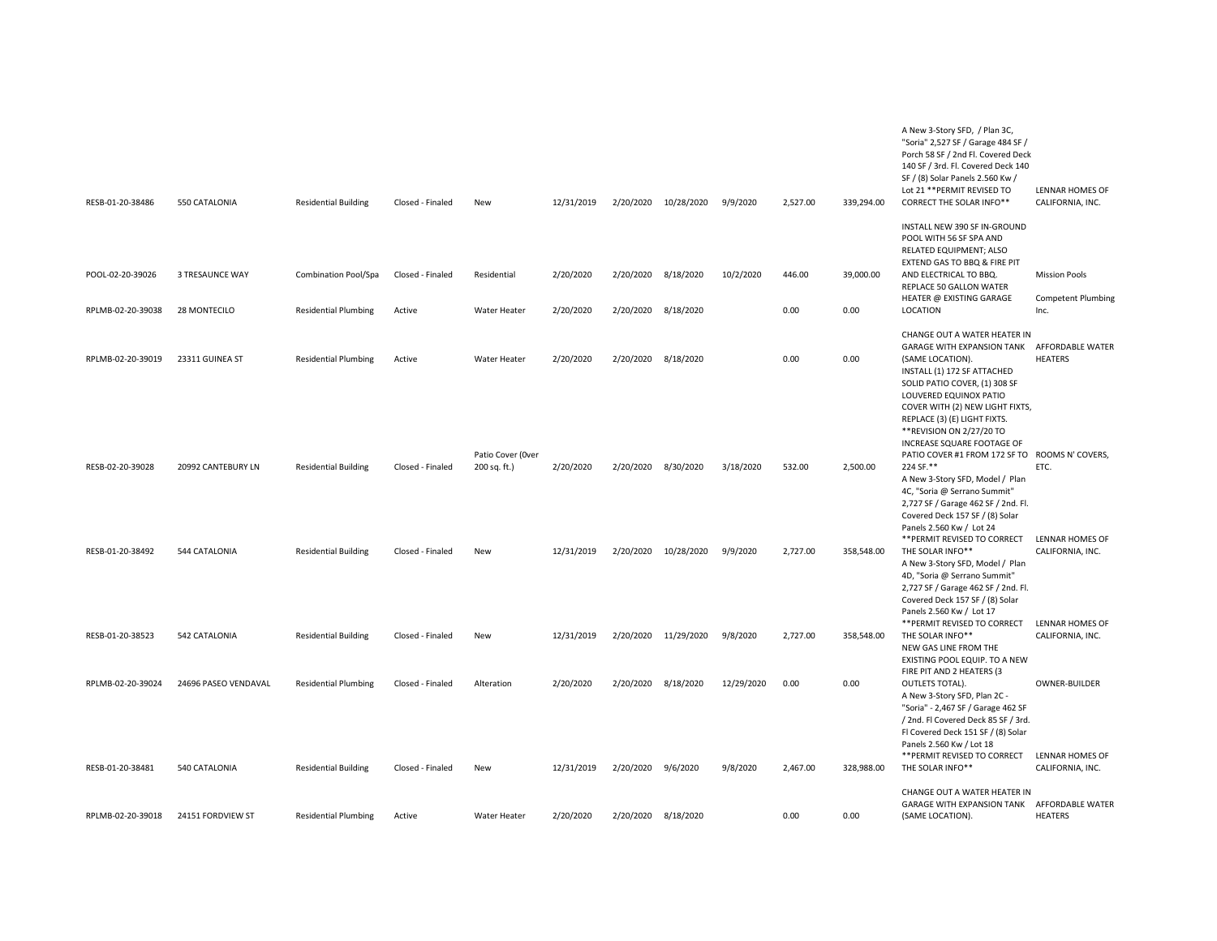| | | | | | | | | | | | | |
|---|---|---|---|---|---|---|---|---|---|---|---|---|
| RESB-01-20-38486 | 550 CATALONIA | Residential Building | Closed - Finaled | New | 12/31/2019 | 2/20/2020 | 10/28/2020 | 9/9/2020 | 2,527.00 | 339,294.00 | A New 3-Story SFD, / Plan 3C, "Soria" 2,527 SF / Garage 484 SF / Porch 58 SF / 2nd Fl. Covered Deck 140 SF / 3rd. Fl. Covered Deck 140 SF / (8) Solar Panels 2.560 Kw / Lot 21 **PERMIT REVISED TO CORRECT THE SOLAR INFO** | LENNAR HOMES OF CALIFORNIA, INC. |
| POOL-02-20-39026 | 3 TRESAUNCE WAY | Combination Pool/Spa | Closed - Finaled | Residential | 2/20/2020 | 2/20/2020 | 8/18/2020 | 10/2/2020 | 446.00 | 39,000.00 | INSTALL NEW 390 SF IN-GROUND POOL WITH 56 SF SPA AND RELATED EQUIPMENT; ALSO EXTEND GAS TO BBQ & FIRE PIT AND ELECTRICAL TO BBQ. | Mission Pools |
| RPLMB-02-20-39038 | 28 MONTECILO | Residential Plumbing | Active | Water Heater | 2/20/2020 | 2/20/2020 | 8/18/2020 | | 0.00 | 0.00 | REPLACE 50 GALLON WATER HEATER @ EXISTING GARAGE LOCATION | Competent Plumbing Inc. |
| RPLMB-02-20-39019 | 23311 GUINEA ST | Residential Plumbing | Active | Water Heater | 2/20/2020 | 2/20/2020 | 8/18/2020 | | 0.00 | 0.00 | CHANGE OUT A WATER HEATER IN GARAGE WITH EXPANSION TANK (SAME LOCATION). | AFFORDABLE WATER HEATERS |
| RESB-02-20-39028 | 20992 CANTEBURY LN | Residential Building | Closed - Finaled | Patio Cover (0ver 200 sq. ft.) | 2/20/2020 | 2/20/2020 | 8/30/2020 | 3/18/2020 | 532.00 | 2,500.00 | INSTALL (1) 172 SF ATTACHED SOLID PATIO COVER, (1) 308 SF LOUVERED EQUINOX PATIO COVER WITH (2) NEW LIGHT FIXTS, REPLACE (3) (E) LIGHT FIXTS. **REVISION ON 2/27/20 TO INCREASE SQUARE FOOTAGE OF PATIO COVER #1 FROM 172 SF TO 224 SF.** | ROOMS N' COVERS, ETC. |
| RESB-01-20-38492 | 544 CATALONIA | Residential Building | Closed - Finaled | New | 12/31/2019 | 2/20/2020 | 10/28/2020 | 9/9/2020 | 2,727.00 | 358,548.00 | A New 3-Story SFD, Model / Plan 4C, "Soria @ Serrano Summit" 2,727 SF / Garage 462 SF / 2nd. Fl. Covered Deck 157 SF / (8) Solar Panels 2.560 Kw / Lot 24 **PERMIT REVISED TO CORRECT THE SOLAR INFO** | LENNAR HOMES OF CALIFORNIA, INC. |
| RESB-01-20-38523 | 542 CATALONIA | Residential Building | Closed - Finaled | New | 12/31/2019 | 2/20/2020 | 11/29/2020 | 9/8/2020 | 2,727.00 | 358,548.00 | A New 3-Story SFD, Model / Plan 4D, "Soria @ Serrano Summit" 2,727 SF / Garage 462 SF / 2nd. Fl. Covered Deck 157 SF / (8) Solar Panels 2.560 Kw / Lot 17 **PERMIT REVISED TO CORRECT THE SOLAR INFO** | LENNAR HOMES OF CALIFORNIA, INC. |
| RPLMB-02-20-39024 | 24696 PASEO VENDAVAL | Residential Plumbing | Closed - Finaled | Alteration | 2/20/2020 | 2/20/2020 | 8/18/2020 | 12/29/2020 | 0.00 | 0.00 | NEW GAS LINE FROM THE EXISTING POOL EQUIP. TO A NEW FIRE PIT AND 2 HEATERS (3 OUTLETS TOTAL). | OWNER-BUILDER |
| RESB-01-20-38481 | 540 CATALONIA | Residential Building | Closed - Finaled | New | 12/31/2019 | 2/20/2020 | 9/6/2020 | 9/8/2020 | 2,467.00 | 328,988.00 | A New 3-Story SFD, Plan 2C - "Soria" - 2,467 SF / Garage 462 SF / 2nd. Fl Covered Deck 85 SF / 3rd. Fl Covered Deck 151 SF / (8) Solar Panels 2.560 Kw / Lot 18 **PERMIT REVISED TO CORRECT THE SOLAR INFO** | LENNAR HOMES OF CALIFORNIA, INC. |
| RPLMB-02-20-39018 | 24151 FORDVIEW ST | Residential Plumbing | Active | Water Heater | 2/20/2020 | 2/20/2020 | 8/18/2020 | | 0.00 | 0.00 | CHANGE OUT A WATER HEATER IN GARAGE WITH EXPANSION TANK (SAME LOCATION). | AFFORDABLE WATER HEATERS |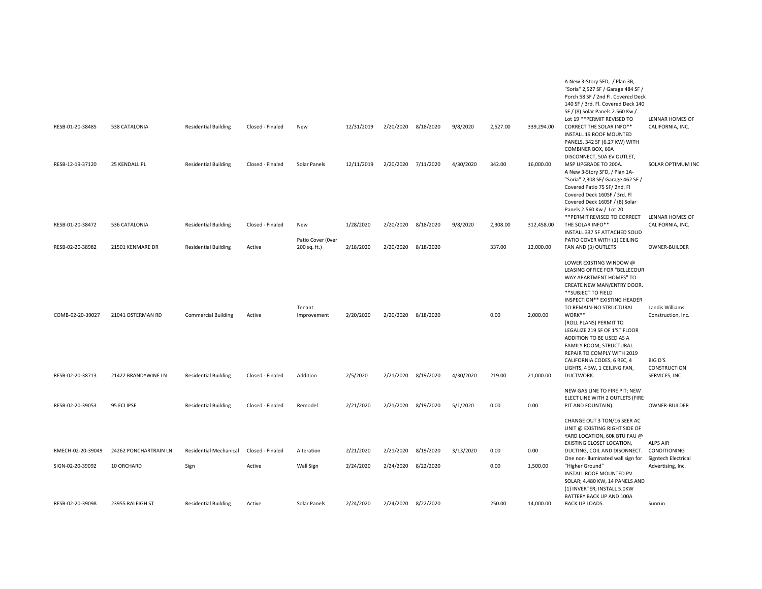| | | | | | | | | | | | | |
|---|---|---|---|---|---|---|---|---|---|---|---|---|
| RESB-01-20-38485 | 538 CATALONIA | Residential Building | Closed - Finaled | New | 12/31/2019 | 2/20/2020 | 8/18/2020 | 9/8/2020 | 2,527.00 | 339,294.00 | A New 3-Story SFD, / Plan 3B, "Soria" 2,527 SF / Garage 484 SF / Porch 58 SF / 2nd Fl. Covered Deck 140 SF / 3rd. Fl. Covered Deck 140 SF / (8) Solar Panels 2.560 Kw / Lot 19 **PERMIT REVISED TO CORRECT THE SOLAR INFO** | LENNAR HOMES OF CALIFORNIA, INC. |
| RESB-12-19-37120 | 25 KENDALL PL | Residential Building | Closed - Finaled | Solar Panels | 12/11/2019 | 2/20/2020 | 7/11/2020 | 4/30/2020 | 342.00 | 16,000.00 | INSTALL 19 ROOF MOUNTED PANELS, 342 SF (6.27 KW) WITH COMBINER BOX, 60A DISCONNECT, 50A EV OUTLET, MSP UPGRADE TO 200A. | SOLAR OPTIMUM INC |
| RESB-01-20-38472 | 536 CATALONIA | Residential Building | Closed - Finaled | New | 1/28/2020 | 2/20/2020 | 8/18/2020 | 9/8/2020 | 2,308.00 | 312,458.00 | A New 3-Story SFD, / Plan 1A- "Soria" 2,308 SF/ Garage 462 SF / Covered Patio 75 SF/ 2nd. Fl Covered Deck 160SF / 3rd. Fl Covered Deck 160SF / (8) Solar Panels 2.560 Kw / Lot 20 **PERMIT REVISED TO CORRECT THE SOLAR INFO** | LENNAR HOMES OF CALIFORNIA, INC. |
| RESB-02-20-38982 | 21501 KENMARE DR | Residential Building | Active | Patio Cover (0ver 200 sq. ft.) | 2/18/2020 | 2/20/2020 | 8/18/2020 | | 337.00 | 12,000.00 | INSTALL 337 SF ATTACHED SOLID PATIO COVER WITH (1) CEILING FAN AND (3) OUTLETS | OWNER-BUILDER |
| COMB-02-20-39027 | 21041 OSTERMAN RD | Commercial Building | Active | Tenant Improvement | 2/20/2020 | 2/20/2020 | 8/18/2020 | | 0.00 | 2,000.00 | LOWER EXISTING WINDOW @ LEASING OFFICE FOR "BELLECOUR WAY APARTMENT HOMES" TO CREATE NEW MAN/ENTRY DOOR. **SUBJECT TO FIELD INSPECTION** EXISTING HEADER TO REMAIN-NO STRUCTURAL WORK** | Landis Williams Construction, Inc. |
| RESB-02-20-38713 | 21422 BRANDYWINE LN | Residential Building | Closed - Finaled | Addition | 2/5/2020 | 2/21/2020 | 8/19/2020 | 4/30/2020 | 219.00 | 21,000.00 | (ROLL PLANS) PERMIT TO LEGALIZE 219 SF OF 1'ST FLOOR ADDITION TO BE USED AS A FAMILY ROOM; STRUCTURAL REPAIR TO COMPLY WITH 2019 CALIFORNIA CODES, 6 REC, 4 LIGHTS, 4 SW, 1 CEILING FAN, DUCTWORK. | BIG D'S CONSTRUCTION SERVICES, INC. |
| RESB-02-20-39053 | 95 ECLIPSE | Residential Building | Closed - Finaled | Remodel | 2/21/2020 | 2/21/2020 | 8/19/2020 | 5/1/2020 | 0.00 | 0.00 | NEW GAS LINE TO FIRE PIT; NEW ELECT LINE WITH 2 OUTLETS (FIRE PIT AND FOUNTAIN). | OWNER-BUILDER |
| RMECH-02-20-39049 | 24262 PONCHARTRAIN LN | Residential Mechanical | Closed - Finaled | Alteration | 2/21/2020 | 2/21/2020 | 8/19/2020 | 3/13/2020 | 0.00 | 0.00 | CHANGE OUT 3 TON/16 SEER AC UNIT @ EXISTING RIGHT SIDE OF YARD LOCATION, 60K BTU FAU @ EXISTING CLOSET LOCATION, DUCTING, COIL AND DISONNECT. | ALPS AIR CONDITIONING |
| SIGN-02-20-39092 | 10 ORCHARD | Sign | Active | Wall Sign | 2/24/2020 | 2/24/2020 | 8/22/2020 | | 0.00 | 1,500.00 | One non-illuminated wall sign for "Higher Ground" | Signtech Electrical Advertising, Inc. |
| RESB-02-20-39098 | 23955 RALEIGH ST | Residential Building | Active | Solar Panels | 2/24/2020 | 2/24/2020 | 8/22/2020 | | 250.00 | 14,000.00 | INSTALL ROOF MOUNTED PV SOLAR; 4.480 KW, 14 PANELS AND (1) INVERTER; INSTALL 5.0KW BATTERY BACK UP AND 100A BACK UP LOADS. | Sunrun |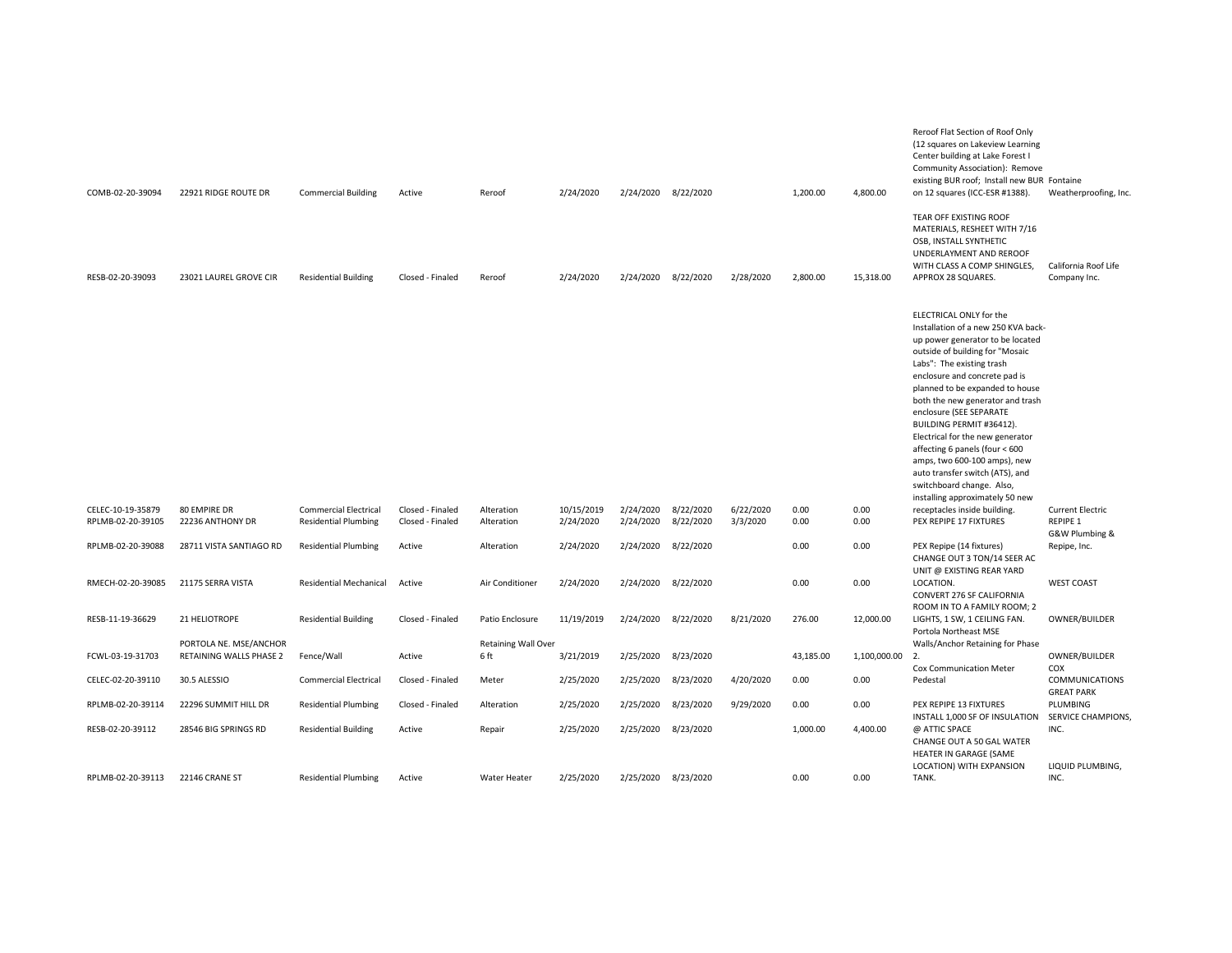| | | | | | | | | | | | | |
|---|---|---|---|---|---|---|---|---|---|---|---|---|
| COMB-02-20-39094 | 22921 RIDGE ROUTE DR | Commercial Building | Active | Reroof | 2/24/2020 | 2/24/2020 | 8/22/2020 | | 1,200.00 | 4,800.00 | Reroof Flat Section of Roof Only (12 squares on Lakeview Learning Center building at Lake Forest I Community Association): Remove existing BUR roof; Install new BUR on 12 squares (ICC-ESR #1388). | Fontaine Weatherproofing, Inc. |
| RESB-02-20-39093 | 23021 LAUREL GROVE CIR | Residential Building | Closed - Finaled | Reroof | 2/24/2020 | 2/24/2020 | 8/22/2020 | 2/28/2020 | 2,800.00 | 15,318.00 | TEAR OFF EXISTING ROOF MATERIALS, RESHEET WITH 7/16 OSB, INSTALL SYNTHETIC UNDERLAYMENT AND REROOF WITH CLASS A COMP SHINGLES, APPROX 28 SQUARES. | California Roof Life Company Inc. |
| CELEC-10-19-35879 | 80 EMPIRE DR | Commercial Electrical | Closed - Finaled | Alteration | 10/15/2019 | 2/24/2020 | 8/22/2020 | 6/22/2020 | 0.00 | 0.00 | ELECTRICAL ONLY for the Installation of a new 250 KVA back-up power generator to be located outside of building for "Mosaic Labs": The existing trash enclosure and concrete pad is planned to be expanded to house both the new generator and trash enclosure (SEE SEPARATE BUILDING PERMIT #36412). Electrical for the new generator affecting 6 panels (four < 600 amps, two 600-100 amps), new auto transfer switch (ATS), and switchboard change. Also, installing approximately 50 new receptacles inside building. | Current Electric |
| RPLMB-02-20-39105 | 22236 ANTHONY DR | Residential Plumbing | Closed - Finaled | Alteration | 2/24/2020 | 2/24/2020 | 8/22/2020 | 3/3/2020 | 0.00 | 0.00 | PEX REPIPE 17 FIXTURES | REPIPE 1 |
| RPLMB-02-20-39088 | 28711 VISTA SANTIAGO RD | Residential Plumbing | Active | Alteration | 2/24/2020 | 2/24/2020 | 8/22/2020 | | 0.00 | 0.00 | PEX Repipe (14 fixtures) | G&W Plumbing & Repipe, Inc. |
| RMECH-02-20-39085 | 21175 SERRA VISTA | Residential Mechanical | Active | Air Conditioner | 2/24/2020 | 2/24/2020 | 8/22/2020 | | 0.00 | 0.00 | CHANGE OUT 3 TON/14 SEER AC UNIT @ EXISTING REAR YARD LOCATION. | WEST COAST |
| RESB-11-19-36629 | 21 HELIOTROPE | Residential Building | Closed - Finaled | Patio Enclosure | 11/19/2019 | 2/24/2020 | 8/22/2020 | 8/21/2020 | 276.00 | 12,000.00 | CONVERT 276 SF CALIFORNIA ROOM IN TO A FAMILY ROOM; 2 LIGHTS, 1 SW, 1 CEILING FAN. | OWNER/BUILDER |
| FCWL-03-19-31703 | PORTOLA NE. MSE/ANCHOR RETAINING WALLS PHASE 2 | Fence/Wall | Active | Retaining Wall Over 6 ft | 3/21/2019 | 2/25/2020 | 8/23/2020 | | 43,185.00 | 1,100,000.00 | Portola Northeast MSE Walls/Anchor Retaining for Phase 2. | OWNER/BUILDER |
| CELEC-02-20-39110 | 30.5 ALESSIO | Commercial Electrical | Closed - Finaled | Meter | 2/25/2020 | 2/25/2020 | 8/23/2020 | 4/20/2020 | 0.00 | 0.00 | Cox Communication Meter Pedestal | COX COMMUNICATIONS |
| RPLMB-02-20-39114 | 22296 SUMMIT HILL DR | Residential Plumbing | Closed - Finaled | Alteration | 2/25/2020 | 2/25/2020 | 8/23/2020 | 9/29/2020 | 0.00 | 0.00 | PEX REPIPE 13 FIXTURES | GREAT PARK PLUMBING |
| RESB-02-20-39112 | 28546 BIG SPRINGS RD | Residential Building | Active | Repair | 2/25/2020 | 2/25/2020 | 8/23/2020 | | 1,000.00 | 4,400.00 | INSTALL 1,000 SF OF INSULATION @ ATTIC SPACE | SERVICE CHAMPIONS, INC. |
| RPLMB-02-20-39113 | 22146 CRANE ST | Residential Plumbing | Active | Water Heater | 2/25/2020 | 2/25/2020 | 8/23/2020 | | 0.00 | 0.00 | CHANGE OUT A 50 GAL WATER HEATER IN GARAGE (SAME LOCATION) WITH EXPANSION TANK. | LIQUID PLUMBING, INC. |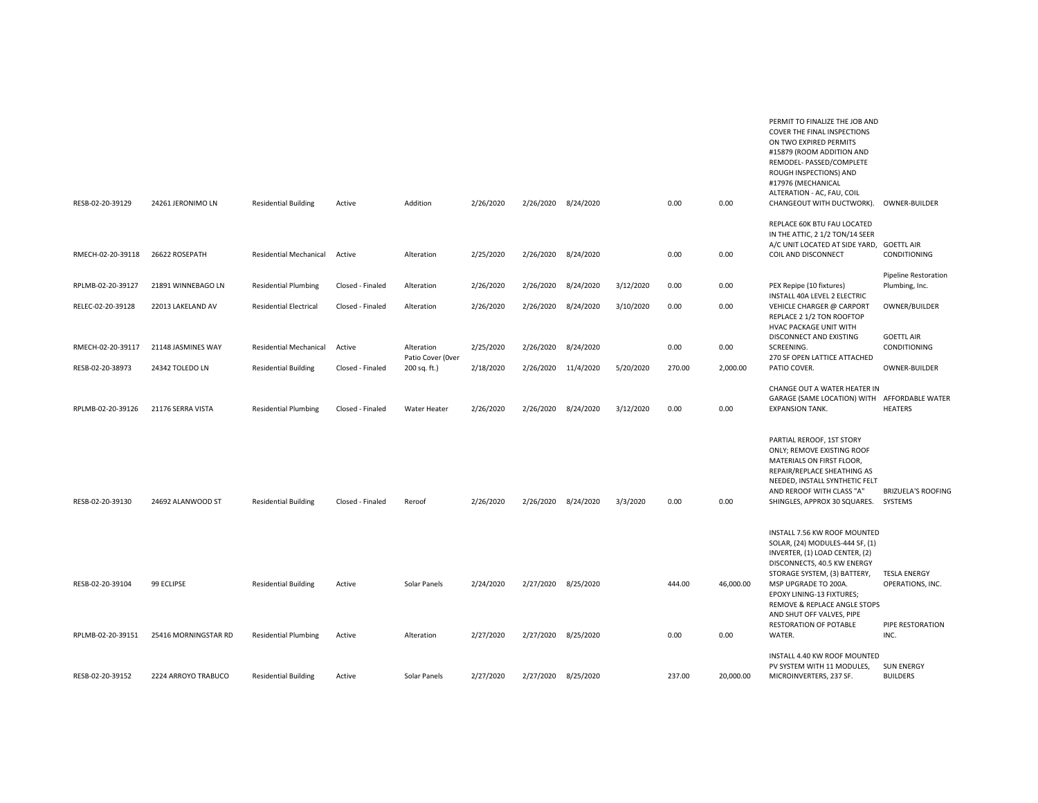| | | | | | | | | | | | | |
|---|---|---|---|---|---|---|---|---|---|---|---|---|
| RESB-02-20-39129 | 24261 JERONIMO LN | Residential Building | Active | Addition | 2/26/2020 | 2/26/2020 | 8/24/2020 | | 0.00 | 0.00 | PERMIT TO FINALIZE THE JOB AND COVER THE FINAL INSPECTIONS ON TWO EXPIRED PERMITS #15879 (ROOM ADDITION AND REMODEL- PASSED/COMPLETE ROUGH INSPECTIONS) AND #17976 (MECHANICAL ALTERATION - AC, FAU, COIL CHANGEOUT WITH DUCTWORK). | OWNER-BUILDER |
| RMECH-02-20-39118 | 26622 ROSEPATH | Residential Mechanical | Active | Alteration | 2/25/2020 | 2/26/2020 | 8/24/2020 | | 0.00 | 0.00 | REPLACE 60K BTU FAU LOCATED IN THE ATTIC, 2 1/2 TON/14 SEER A/C UNIT LOCATED AT SIDE YARD, COIL AND DISCONNECT | GOETTL AIR CONDITIONING |
| RPLMB-02-20-39127 | 21891 WINNEBAGO LN | Residential Plumbing | Closed - Finaled | Alteration | 2/26/2020 | 2/26/2020 | 8/24/2020 | 3/12/2020 | 0.00 | 0.00 | PEX Repipe (10 fixtures) | Pipeline Restoration Plumbing, Inc. |
| RELEC-02-20-39128 | 22013 LAKELAND AV | Residential Electrical | Closed - Finaled | Alteration | 2/26/2020 | 2/26/2020 | 8/24/2020 | 3/10/2020 | 0.00 | 0.00 | INSTALL 40A LEVEL 2 ELECTRIC VEHICLE CHARGER @ CARPORT | OWNER/BUILDER |
| RMECH-02-20-39117 | 21148 JASMINES WAY | Residential Mechanical | Active | Alteration | 2/25/2020 | 2/26/2020 | 8/24/2020 | | 0.00 | 0.00 | REPLACE 2 1/2 TON ROOFTOP HVAC PACKAGE UNIT WITH DISCONNECT AND EXISTING SCREENING. | GOETTL AIR CONDITIONING |
| RESB-02-20-38973 | 24342 TOLEDO LN | Residential Building | Closed - Finaled | Patio Cover (Over 200 sq. ft.) | 2/18/2020 | 2/26/2020 | 11/4/2020 | 5/20/2020 | 270.00 | 2,000.00 | 270 SF OPEN LATTICE ATTACHED PATIO COVER. | OWNER-BUILDER |
| RPLMB-02-20-39126 | 21176 SERRA VISTA | Residential Plumbing | Closed - Finaled | Water Heater | 2/26/2020 | 2/26/2020 | 8/24/2020 | 3/12/2020 | 0.00 | 0.00 | CHANGE OUT A WATER HEATER IN GARAGE (SAME LOCATION) WITH EXPANSION TANK. | AFFORDABLE WATER HEATERS |
| RESB-02-20-39130 | 24692 ALANWOOD ST | Residential Building | Closed - Finaled | Reroof | 2/26/2020 | 2/26/2020 | 8/24/2020 | 3/3/2020 | 0.00 | 0.00 | PARTIAL REROOF, 1ST STORY ONLY; REMOVE EXISTING ROOF MATERIALS ON FIRST FLOOR, REPAIR/REPLACE SHEATHING AS NEEDED, INSTALL SYNTHETIC FELT AND REROOF WITH CLASS "A" SHINGLES, APPROX 30 SQUARES. | BRIZUELA'S ROOFING SYSTEMS |
| RESB-02-20-39104 | 99 ECLIPSE | Residential Building | Active | Solar Panels | 2/24/2020 | 2/27/2020 | 8/25/2020 | | 444.00 | 46,000.00 | INSTALL 7.56 KW ROOF MOUNTED SOLAR, (24) MODULES-444 SF, (1) INVERTER, (1) LOAD CENTER, (2) DISCONNECTS, 40.5 KW ENERGY STORAGE SYSTEM, (3) BATTERY, MSP UPGRADE TO 200A. | TESLA ENERGY OPERATIONS, INC. |
| RPLMB-02-20-39151 | 25416 MORNINGSTAR RD | Residential Plumbing | Active | Alteration | 2/27/2020 | 2/27/2020 | 8/25/2020 | | 0.00 | 0.00 | EPOXY LINING-13 FIXTURES; REMOVE & REPLACE ANGLE STOPS AND SHUT OFF VALVES, PIPE RESTORATION OF POTABLE WATER. | PIPE RESTORATION INC. |
| RESB-02-20-39152 | 2224 ARROYO TRABUCO | Residential Building | Active | Solar Panels | 2/27/2020 | 2/27/2020 | 8/25/2020 | | 237.00 | 20,000.00 | INSTALL 4.40 KW ROOF MOUNTED PV SYSTEM WITH 11 MODULES, MICROINVERTERS, 237 SF. | SUN ENERGY BUILDERS |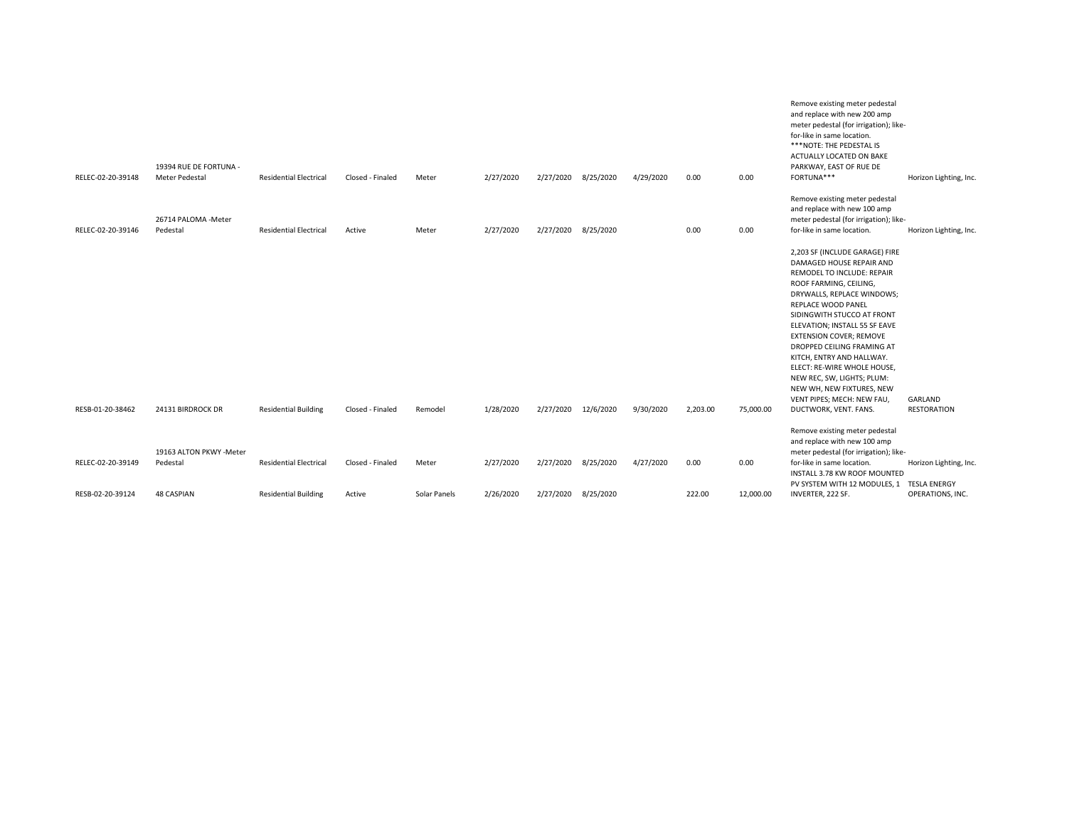| | | | | | | | | | | | | |
|---|---|---|---|---|---|---|---|---|---|---|---|---|
| RELEC-02-20-39148 | 19394 RUE DE FORTUNA - Meter Pedestal | Residential Electrical | Closed - Finaled | Meter | 2/27/2020 | 2/27/2020 | 8/25/2020 | 4/29/2020 | 0.00 | 0.00 | Remove existing meter pedestal and replace with new 200 amp meter pedestal (for irrigation); like-for-like in same location. ***NOTE: THE PEDESTAL IS ACTUALLY LOCATED ON BAKE PARKWAY, EAST OF RUE DE FORTUNA*** | Horizon Lighting, Inc. |
| RELEC-02-20-39146 | 26714 PALOMA -Meter Pedestal | Residential Electrical | Active | Meter | 2/27/2020 | 2/27/2020 | 8/25/2020 | | 0.00 | 0.00 | Remove existing meter pedestal and replace with new 100 amp meter pedestal (for irrigation); like-for-like in same location. | Horizon Lighting, Inc. |
| RESB-01-20-38462 | 24131 BIRDROCK DR | Residential Building | Closed - Finaled | Remodel | 1/28/2020 | 2/27/2020 | 12/6/2020 | 9/30/2020 | 2,203.00 | 75,000.00 | 2,203 SF (INCLUDE GARAGE) FIRE DAMAGED HOUSE REPAIR AND REMODEL TO INCLUDE: REPAIR ROOF FARMING, CEILING, DRYWALLS, REPLACE WINDOWS; REPLACE WOOD PANEL SIDINGWITH STUCCO AT FRONT ELEVATION; INSTALL 55 SF EAVE EXTENSION COVER; REMOVE DROPPED CEILING FRAMING AT KITCH, ENTRY AND HALLWAY. ELECT: RE-WIRE WHOLE HOUSE, NEW REC, SW, LIGHTS; PLUM: NEW WH, NEW FIXTURES, NEW VENT PIPES; MECH: NEW FAU, DUCTWORK, VENT. FANS. | GARLAND RESTORATION |
| RELEC-02-20-39149 | 19163 ALTON PKWY -Meter Pedestal | Residential Electrical | Closed - Finaled | Meter | 2/27/2020 | 2/27/2020 | 8/25/2020 | 4/27/2020 | 0.00 | 0.00 | Remove existing meter pedestal and replace with new 100 amp meter pedestal (for irrigation); like-for-like in same location. | Horizon Lighting, Inc. |
| RESB-02-20-39124 | 48 CASPIAN | Residential Building | Active | Solar Panels | 2/26/2020 | 2/27/2020 | 8/25/2020 | | 222.00 | 12,000.00 | INSTALL 3.78 KW ROOF MOUNTED PV SYSTEM WITH 12 MODULES, 1 INVERTER, 222 SF. | TESLA ENERGY OPERATIONS, INC. |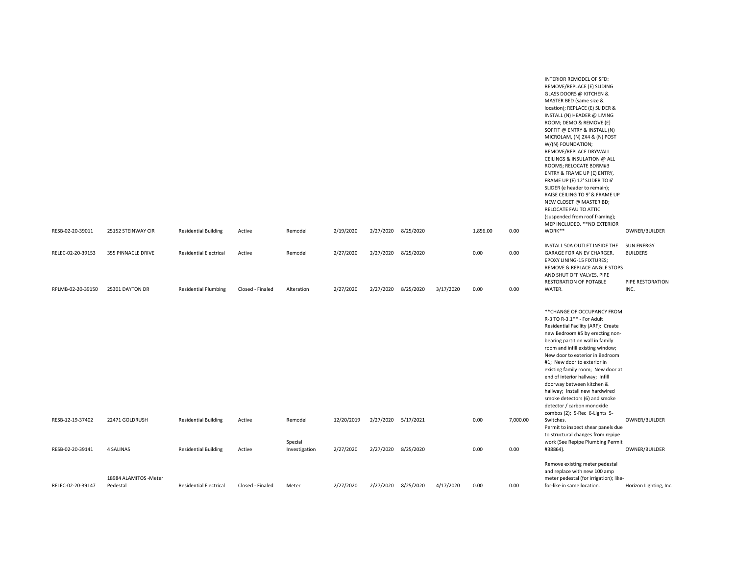| | | | | | | | | | | | | |
|---|---|---|---|---|---|---|---|---|---|---|---|---|
| RESB-02-20-39011 | 25152 STEINWAY CIR | Residential Building | Active | Remodel | 2/19/2020 | 2/27/2020 | 8/25/2020 | | 1,856.00 | 0.00 | INTERIOR REMODEL OF SFD: REMOVE/REPLACE (E) SLIDING GLASS DOORS @ KITCHEN & MASTER BED (same size & location); REPLACE (E) SLIDER & INSTALL (N) HEADER @ LIVING ROOM; DEMO & REMOVE (E) SOFFIT @ ENTRY & INSTALL (N) MICROLAM, (N) 2X4 & (N) POST W/(N) FOUNDATION; REMOVE/REPLACE DRYWALL CEILINGS & INSULATION @ ALL ROOMS; RELOCATE BDRM#3 ENTRY & FRAME UP (E) ENTRY, FRAME UP (E) 12' SLIDER TO 6' SLIDER (e header to remain); RAISE CEILING TO 9' & FRAME UP NEW CLOSET @ MASTER BD; RELOCATE FAU TO ATTIC (suspended from roof framing); MEP INCLUDED. **NO EXTERIOR WORK** | OWNER/BUILDER |
| RELEC-02-20-39153 | 355 PINNACLE DRIVE | Residential Electrical | Active | Remodel | 2/27/2020 | 2/27/2020 | 8/25/2020 | | 0.00 | 0.00 | INSTALL 50A OUTLET INSIDE THE GARAGE FOR AN EV CHARGER. | SUN ENERGY BUILDERS |
| RPLMB-02-20-39150 | 25301 DAYTON DR | Residential Plumbing | Closed - Finaled | Alteration | 2/27/2020 | 2/27/2020 | 8/25/2020 | 3/17/2020 | 0.00 | 0.00 | EPOXY LINING-15 FIXTURES; REMOVE & REPLACE ANGLE STOPS AND SHUT OFF VALVES, PIPE RESTORATION OF POTABLE WATER. | PIPE RESTORATION INC. |
| RESB-12-19-37402 | 22471 GOLDRUSH | Residential Building | Active | Remodel | 12/20/2019 | 2/27/2020 | 5/17/2021 | | 0.00 | 7,000.00 | **CHANGE OF OCCUPANCY FROM R-3 TO R-3.1** - For Adult Residential Facility (ARF): Create new Bedroom #5 by erecting non-bearing partition wall in family room and infill existing window; New door to exterior in Bedroom #1; New door to exterior in existing family room; New door at end of interior hallway; Infill doorway between kitchen & hallway; Install new hardwired smoke detectors (6) and smoke detector / carbon monoxide combos (2); 5-Rec 6-Lights 5-Switches. | OWNER/BUILDER |
| RESB-02-20-39141 | 4 SALINAS | Residential Building | Active | Special Investigation | 2/27/2020 | 2/27/2020 | 8/25/2020 | | 0.00 | 0.00 | Permit to inspect shear panels due to structural changes from repipe work (See Repipe Plumbing Permit #38864). | OWNER/BUILDER |
| RELEC-02-20-39147 | 18984 ALAMITOS -Meter Pedestal | Residential Electrical | Closed - Finaled | Meter | 2/27/2020 | 2/27/2020 | 8/25/2020 | 4/17/2020 | 0.00 | 0.00 | Remove existing meter pedestal and replace with new 100 amp meter pedestal (for irrigation); like-for-like in same location. | Horizon Lighting, Inc. |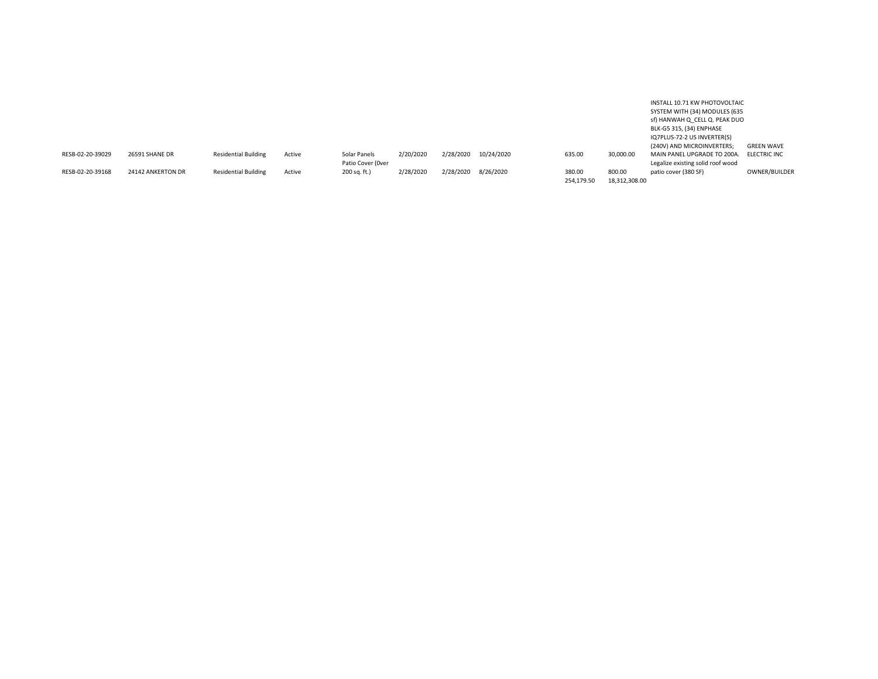| | | | | | | | | | | | |
|---|---|---|---|---|---|---|---|---|---|---|---|
| RESB-02-20-39029 | 26591 SHANE DR | Residential Building | Active | Solar Panels | 2/20/2020 | 2/28/2020 | 10/24/2020 | 635.00 | 30,000.00 | INSTALL 10.71 KW PHOTOVOLTAIC SYSTEM WITH (34) MODULES (635 sf) HANWAH Q_CELL Q. PEAK DUO BLK-G5 315, (34) ENPHASE IQ7PLUS-72-2 US INVERTER(S) (240V) AND MICROINVERTERS; MAIN PANEL UPGRADE TO 200A. | GREEN WAVE ELECTRIC INC |
| RESB-02-20-39168 | 24142 ANKERTON DR | Residential Building | Active | Patio Cover (Over 200 sq. ft.) | 2/28/2020 | 2/28/2020 | 8/26/2020 | 380.00 | 800.00 | Legalize existing solid roof wood patio cover (380 SF) | OWNER/BUILDER |
| | | | | | | | | 254,179.50 | 18,312,308.00 | | |